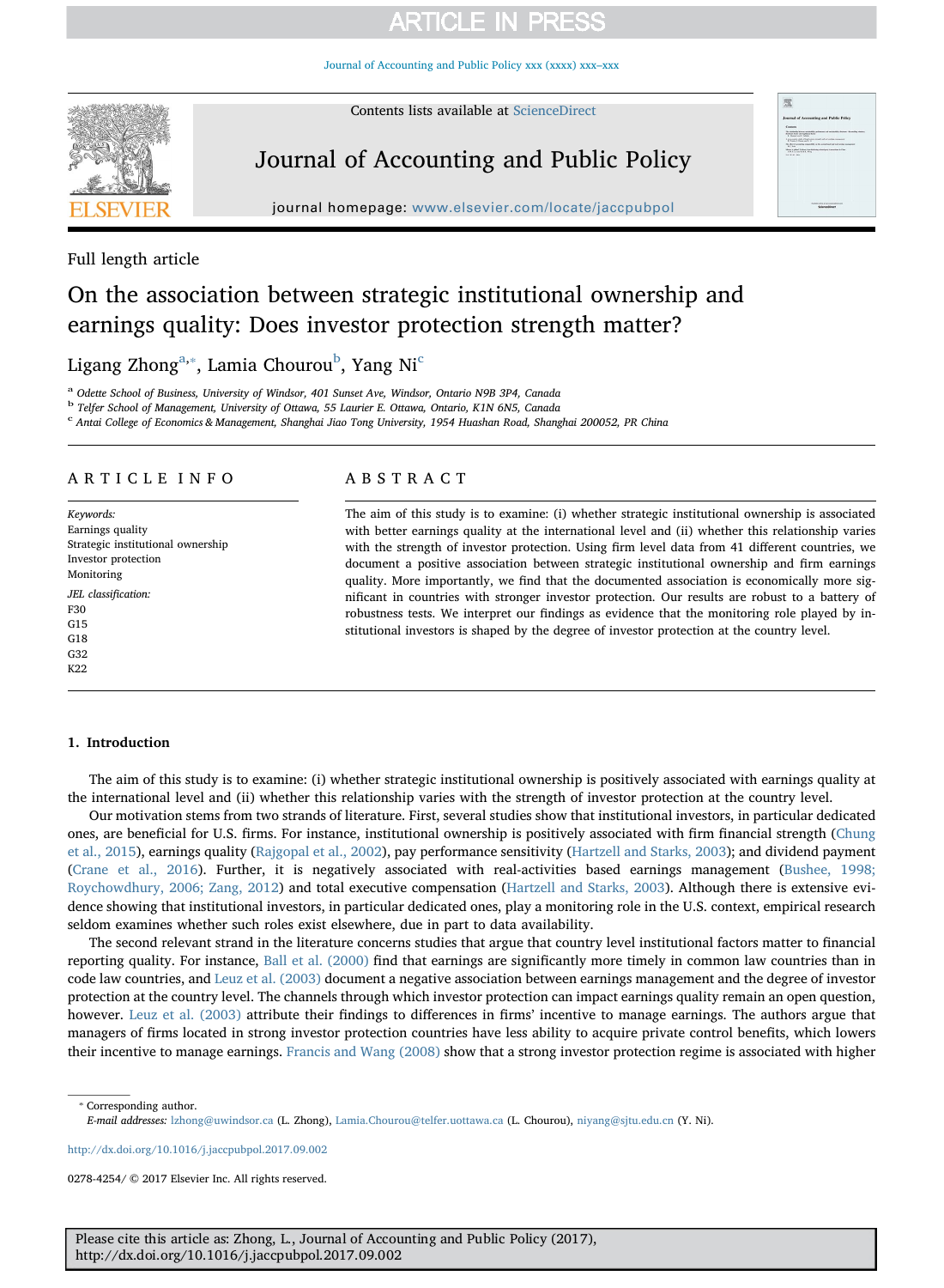Full length article

# On the association between strategic institutional ownership and earnings quality: Does investor protection strength matter?

Ligang Zhong[a,*], Lamia Chourou[b], Yang Ni[c]

[a] Odette School of Business, University of Windsor, 401 Sunset Ave, Windsor, Ontario N9B 3P4, Canada
[b] Telfer School of Management, University of Ottawa, 55 Laurier E. Ottawa, Ontario, K1N 6N5, Canada
[c] Antai College of Economics & Management, Shanghai Jiao Tong University, 1954 Huashan Road, Shanghai 200052, PR China

## ARTICLE INFO

*Keywords:*
Earnings quality
Strategic institutional ownership
Investor protection
Monitoring

*JEL classification:*
F30
G15
G18
G32
K22

## ABSTRACT

The aim of this study is to examine: (i) whether strategic institutional ownership is associated with better earnings quality at the international level and (ii) whether this relationship varies with the strength of investor protection. Using firm level data from 41 different countries, we document a positive association between strategic institutional ownership and firm earnings quality. More importantly, we find that the documented association is economically more significant in countries with stronger investor protection. Our results are robust to a battery of robustness tests. We interpret our findings as evidence that the monitoring role played by institutional investors is shaped by the degree of investor protection at the country level.

## 1. Introduction

The aim of this study is to examine: (i) whether strategic institutional ownership is positively associated with earnings quality at the international level and (ii) whether this relationship varies with the strength of investor protection at the country level.

Our motivation stems from two strands of literature. First, several studies show that institutional investors, in particular dedicated ones, are beneficial for U.S. firms. For instance, institutional ownership is positively associated with firm financial strength (Chung et al., 2015), earnings quality (Rajgopal et al., 2002), pay performance sensitivity (Hartzell and Starks, 2003); and dividend payment (Crane et al., 2016). Further, it is negatively associated with real-activities based earnings management (Bushee, 1998; Roychowdhury, 2006; Zang, 2012) and total executive compensation (Hartzell and Starks, 2003). Although there is extensive evidence showing that institutional investors, in particular dedicated ones, play a monitoring role in the U.S. context, empirical research seldom examines whether such roles exist elsewhere, due in part to data availability.

The second relevant strand in the literature concerns studies that argue that country level institutional factors matter to financial reporting quality. For instance, Ball et al. (2000) find that earnings are significantly more timely in common law countries than in code law countries, and Leuz et al. (2003) document a negative association between earnings management and the degree of investor protection at the country level. The channels through which investor protection can impact earnings quality remain an open question, however. Leuz et al. (2003) attribute their findings to differences in firms' incentive to manage earnings. The authors argue that managers of firms located in strong investor protection countries have less ability to acquire private control benefits, which lowers their incentive to manage earnings. Francis and Wang (2008) show that a strong investor protection regime is associated with higher

* Corresponding author.
*E-mail addresses:* lzhong@uwindsor.ca (L. Zhong), Lamia.Chourou@telfer.uottawa.ca (L. Chourou), niyang@sjtu.edu.cn (Y. Ni).

http://dx.doi.org/10.1016/j.jaccpubpol.2017.09.002

0278-4254/ © 2017 Elsevier Inc. All rights reserved.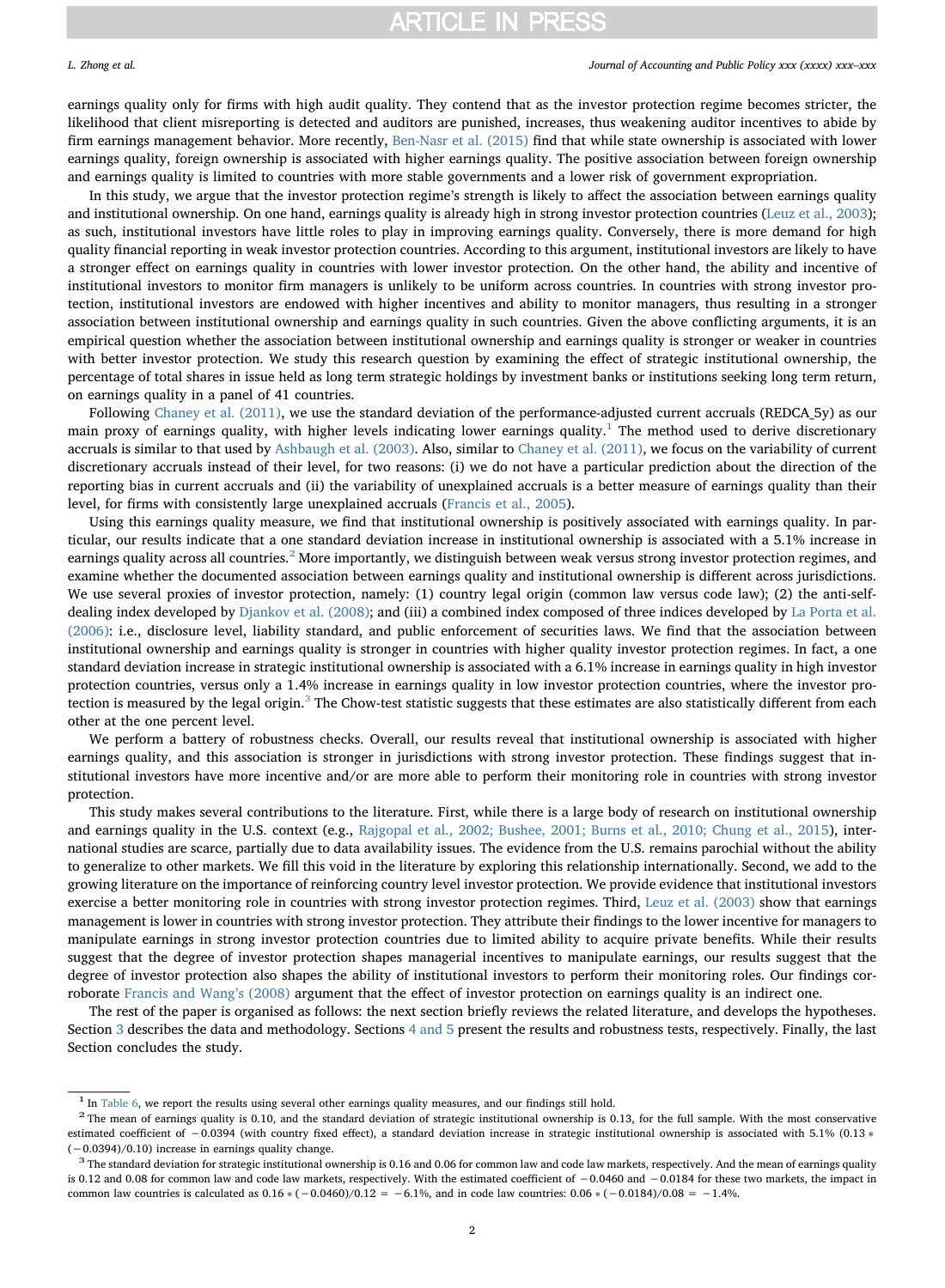earnings quality only for firms with high audit quality. They contend that as the investor protection regime becomes stricter, the likelihood that client misreporting is detected and auditors are punished, increases, thus weakening auditor incentives to abide by firm earnings management behavior. More recently, Ben-Nasr et al. (2015) find that while state ownership is associated with lower earnings quality, foreign ownership is associated with higher earnings quality. The positive association between foreign ownership and earnings quality is limited to countries with more stable governments and a lower risk of government expropriation.

In this study, we argue that the investor protection regime's strength is likely to affect the association between earnings quality and institutional ownership. On one hand, earnings quality is already high in strong investor protection countries (Leuz et al., 2003); as such, institutional investors have little roles to play in improving earnings quality. Conversely, there is more demand for high quality financial reporting in weak investor protection countries. According to this argument, institutional investors are likely to have a stronger effect on earnings quality in countries with lower investor protection. On the other hand, the ability and incentive of institutional investors to monitor firm managers is unlikely to be uniform across countries. In countries with strong investor protection, institutional investors are endowed with higher incentives and ability to monitor managers, thus resulting in a stronger association between institutional ownership and earnings quality in such countries. Given the above conflicting arguments, it is an empirical question whether the association between institutional ownership and earnings quality is stronger or weaker in countries with better investor protection. We study this research question by examining the effect of strategic institutional ownership, the percentage of total shares in issue held as long term strategic holdings by investment banks or institutions seeking long term return, on earnings quality in a panel of 41 countries.

Following Chaney et al. (2011), we use the standard deviation of the performance-adjusted current accruals (REDCA_5y) as our main proxy of earnings quality, with higher levels indicating lower earnings quality.[1] The method used to derive discretionary accruals is similar to that used by Ashbaugh et al. (2003). Also, similar to Chaney et al. (2011), we focus on the variability of current discretionary accruals instead of their level, for two reasons: (i) we do not have a particular prediction about the direction of the reporting bias in current accruals and (ii) the variability of unexplained accruals is a better measure of earnings quality than their level, for firms with consistently large unexplained accruals (Francis et al., 2005).

Using this earnings quality measure, we find that institutional ownership is positively associated with earnings quality. In particular, our results indicate that a one standard deviation increase in institutional ownership is associated with a 5.1% increase in earnings quality across all countries.[2] More importantly, we distinguish between weak versus strong investor protection regimes, and examine whether the documented association between earnings quality and institutional ownership is different across jurisdictions. We use several proxies of investor protection, namely: (1) country legal origin (common law versus code law); (2) the anti-self-dealing index developed by Djankov et al. (2008); and (iii) a combined index composed of three indices developed by La Porta et al. (2006): i.e., disclosure level, liability standard, and public enforcement of securities laws. We find that the association between institutional ownership and earnings quality is stronger in countries with higher quality investor protection regimes. In fact, a one standard deviation increase in strategic institutional ownership is associated with a 6.1% increase in earnings quality in high investor protection countries, versus only a 1.4% increase in earnings quality in low investor protection countries, where the investor protection is measured by the legal origin.[3] The Chow-test statistic suggests that these estimates are also statistically different from each other at the one percent level.

We perform a battery of robustness checks. Overall, our results reveal that institutional ownership is associated with higher earnings quality, and this association is stronger in jurisdictions with strong investor protection. These findings suggest that institutional investors have more incentive and/or are more able to perform their monitoring role in countries with strong investor protection.

This study makes several contributions to the literature. First, while there is a large body of research on institutional ownership and earnings quality in the U.S. context (e.g., Rajgopal et al., 2002; Bushee, 2001; Burns et al., 2010; Chung et al., 2015), international studies are scarce, partially due to data availability issues. The evidence from the U.S. remains parochial without the ability to generalize to other markets. We fill this void in the literature by exploring this relationship internationally. Second, we add to the growing literature on the importance of reinforcing country level investor protection. We provide evidence that institutional investors exercise a better monitoring role in countries with strong investor protection regimes. Third, Leuz et al. (2003) show that earnings management is lower in countries with strong investor protection. They attribute their findings to the lower incentive for managers to manipulate earnings in strong investor protection countries due to limited ability to acquire private benefits. While their results suggest that the degree of investor protection shapes managerial incentives to manipulate earnings, our results suggest that the degree of investor protection also shapes the ability of institutional investors to perform their monitoring roles. Our findings corroborate Francis and Wang's (2008) argument that the effect of investor protection on earnings quality is an indirect one.

The rest of the paper is organised as follows: the next section briefly reviews the related literature, and develops the hypotheses. Section 3 describes the data and methodology. Sections 4 and 5 present the results and robustness tests, respectively. Finally, the last Section concludes the study.

---

[1] In Table 6, we report the results using several other earnings quality measures, and our findings still hold.

[2] The mean of earnings quality is 0.10, and the standard deviation of strategic institutional ownership is 0.13, for the full sample. With the most conservative estimated coefficient of −0.0394 (with country fixed effect), a standard deviation increase in strategic institutional ownership is associated with 5.1% ($0.13 * (-0.0394)/0.10$) increase in earnings quality change.

[3] The standard deviation for strategic institutional ownership is 0.16 and 0.06 for common law and code law markets, respectively. And the mean of earnings quality is 0.12 and 0.08 for common law and code law markets, respectively. With the estimated coefficient of −0.0460 and −0.0184 for these two markets, the impact in common law countries is calculated as $0.16 * (-0.0460)/0.12 = -6.1\%$, and in code law countries: $0.06 * (-0.0184)/0.08 = -1.4\%$.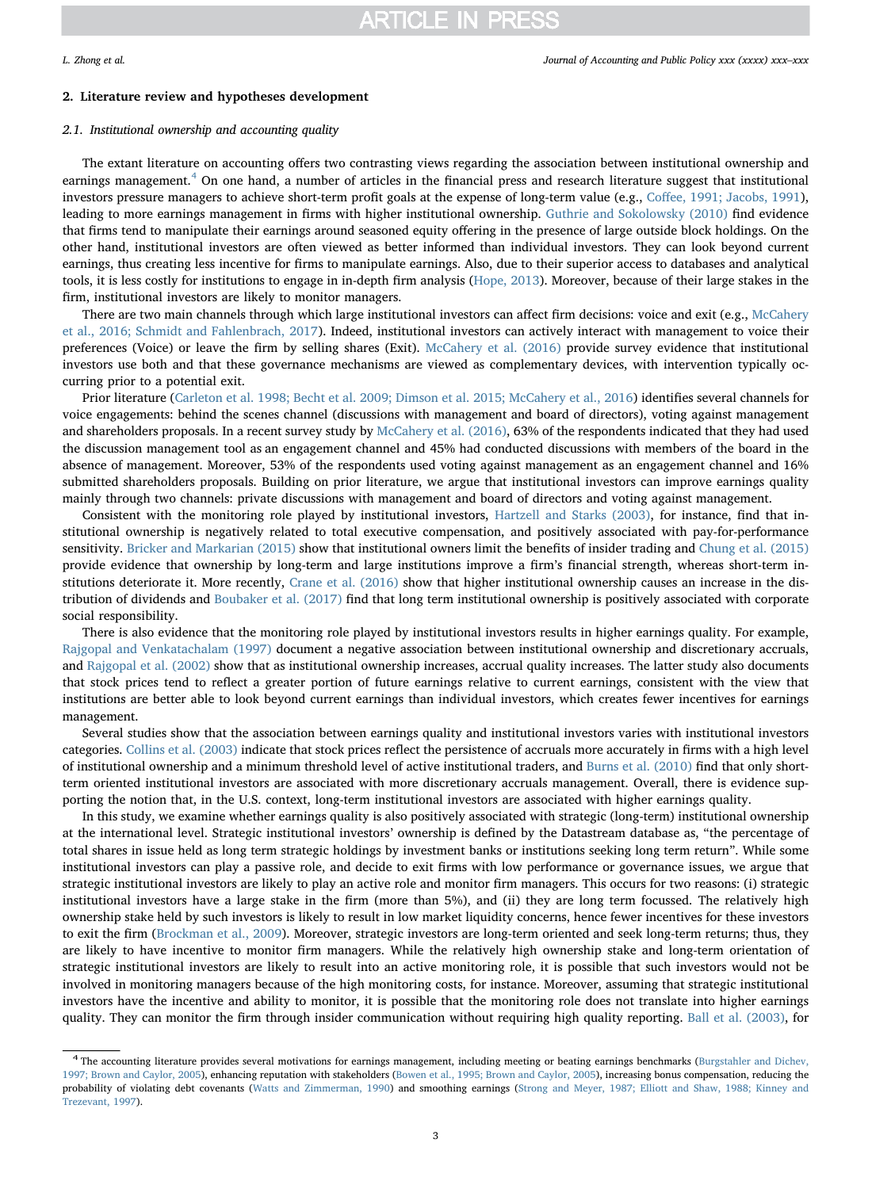## 2. Literature review and hypotheses development

### 2.1. Institutional ownership and accounting quality

The extant literature on accounting offers two contrasting views regarding the association between institutional ownership and earnings management.[4] On one hand, a number of articles in the financial press and research literature suggest that institutional investors pressure managers to achieve short-term profit goals at the expense of long-term value (e.g., Coffee, 1991; Jacobs, 1991), leading to more earnings management in firms with higher institutional ownership. Guthrie and Sokolowsky (2010) find evidence that firms tend to manipulate their earnings around seasoned equity offering in the presence of large outside block holdings. On the other hand, institutional investors are often viewed as better informed than individual investors. They can look beyond current earnings, thus creating less incentive for firms to manipulate earnings. Also, due to their superior access to databases and analytical tools, it is less costly for institutions to engage in in-depth firm analysis (Hope, 2013). Moreover, because of their large stakes in the firm, institutional investors are likely to monitor managers.

There are two main channels through which large institutional investors can affect firm decisions: voice and exit (e.g., McCahery et al., 2016; Schmidt and Fahlenbrach, 2017). Indeed, institutional investors can actively interact with management to voice their preferences (Voice) or leave the firm by selling shares (Exit). McCahery et al. (2016) provide survey evidence that institutional investors use both and that these governance mechanisms are viewed as complementary devices, with intervention typically occurring prior to a potential exit.

Prior literature (Carleton et al. 1998; Becht et al. 2009; Dimson et al. 2015; McCahery et al., 2016) identifies several channels for voice engagements: behind the scenes channel (discussions with management and board of directors), voting against management and shareholders proposals. In a recent survey study by McCahery et al. (2016), 63% of the respondents indicated that they had used the discussion management tool as an engagement channel and 45% had conducted discussions with members of the board in the absence of management. Moreover, 53% of the respondents used voting against management as an engagement channel and 16% submitted shareholders proposals. Building on prior literature, we argue that institutional investors can improve earnings quality mainly through two channels: private discussions with management and board of directors and voting against management.

Consistent with the monitoring role played by institutional investors, Hartzell and Starks (2003), for instance, find that institutional ownership is negatively related to total executive compensation, and positively associated with pay-for-performance sensitivity. Bricker and Markarian (2015) show that institutional owners limit the benefits of insider trading and Chung et al. (2015) provide evidence that ownership by long-term and large institutions improve a firm's financial strength, whereas short-term institutions deteriorate it. More recently, Crane et al. (2016) show that higher institutional ownership causes an increase in the distribution of dividends and Boubaker et al. (2017) find that long term institutional ownership is positively associated with corporate social responsibility.

There is also evidence that the monitoring role played by institutional investors results in higher earnings quality. For example, Rajgopal and Venkatachalam (1997) document a negative association between institutional ownership and discretionary accruals, and Rajgopal et al. (2002) show that as institutional ownership increases, accrual quality increases. The latter study also documents that stock prices tend to reflect a greater portion of future earnings relative to current earnings, consistent with the view that institutions are better able to look beyond current earnings than individual investors, which creates fewer incentives for earnings management.

Several studies show that the association between earnings quality and institutional investors varies with institutional investors categories. Collins et al. (2003) indicate that stock prices reflect the persistence of accruals more accurately in firms with a high level of institutional ownership and a minimum threshold level of active institutional traders, and Burns et al. (2010) find that only short-term oriented institutional investors are associated with more discretionary accruals management. Overall, there is evidence supporting the notion that, in the U.S. context, long-term institutional investors are associated with higher earnings quality.

In this study, we examine whether earnings quality is also positively associated with strategic (long-term) institutional ownership at the international level. Strategic institutional investors' ownership is defined by the Datastream database as, "the percentage of total shares in issue held as long term strategic holdings by investment banks or institutions seeking long term return". While some institutional investors can play a passive role, and decide to exit firms with low performance or governance issues, we argue that strategic institutional investors are likely to play an active role and monitor firm managers. This occurs for two reasons: (i) strategic institutional investors have a large stake in the firm (more than 5%), and (ii) they are long term focussed. The relatively high ownership stake held by such investors is likely to result in low market liquidity concerns, hence fewer incentives for these investors to exit the firm (Brockman et al., 2009). Moreover, strategic investors are long-term oriented and seek long-term returns; thus, they are likely to have incentive to monitor firm managers. While the relatively high ownership stake and long-term orientation of strategic institutional investors are likely to result into an active monitoring role, it is possible that such investors would not be involved in monitoring managers because of the high monitoring costs, for instance. Moreover, assuming that strategic institutional investors have the incentive and ability to monitor, it is possible that the monitoring role does not translate into higher earnings quality. They can monitor the firm through insider communication without requiring high quality reporting. Ball et al. (2003), for

---

[4] The accounting literature provides several motivations for earnings management, including meeting or beating earnings benchmarks (Burgstahler and Dichev, 1997; Brown and Caylor, 2005), enhancing reputation with stakeholders (Bowen et al., 1995; Brown and Caylor, 2005), increasing bonus compensation, reducing the probability of violating debt covenants (Watts and Zimmerman, 1990) and smoothing earnings (Strong and Meyer, 1987; Elliott and Shaw, 1988; Kinney and Trezevant, 1997).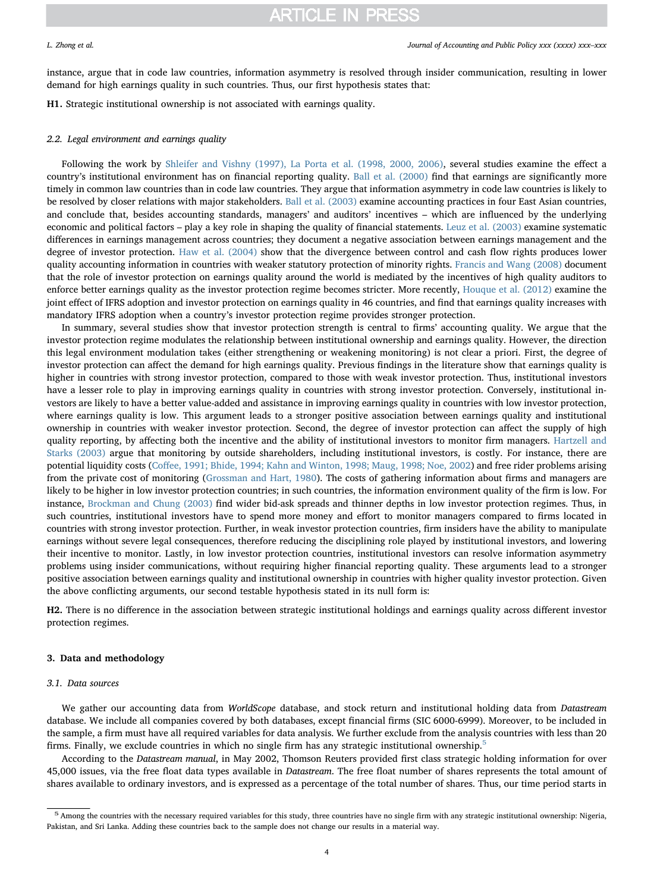instance, argue that in code law countries, information asymmetry is resolved through insider communication, resulting in lower demand for high earnings quality in such countries. Thus, our first hypothesis states that:

**H1.** Strategic institutional ownership is not associated with earnings quality.

### *2.2. Legal environment and earnings quality*

Following the work by Shleifer and Vishny (1997), La Porta et al. (1998, 2000, 2006), several studies examine the effect a country's institutional environment has on financial reporting quality. Ball et al. (2000) find that earnings are significantly more timely in common law countries than in code law countries. They argue that information asymmetry in code law countries is likely to be resolved by closer relations with major stakeholders. Ball et al. (2003) examine accounting practices in four East Asian countries, and conclude that, besides accounting standards, managers' and auditors' incentives – which are influenced by the underlying economic and political factors – play a key role in shaping the quality of financial statements. Leuz et al. (2003) examine systematic differences in earnings management across countries; they document a negative association between earnings management and the degree of investor protection. Haw et al. (2004) show that the divergence between control and cash flow rights produces lower quality accounting information in countries with weaker statutory protection of minority rights. Francis and Wang (2008) document that the role of investor protection on earnings quality around the world is mediated by the incentives of high quality auditors to enforce better earnings quality as the investor protection regime becomes stricter. More recently, Houque et al. (2012) examine the joint effect of IFRS adoption and investor protection on earnings quality in 46 countries, and find that earnings quality increases with mandatory IFRS adoption when a country's investor protection regime provides stronger protection.

In summary, several studies show that investor protection strength is central to firms' accounting quality. We argue that the investor protection regime modulates the relationship between institutional ownership and earnings quality. However, the direction this legal environment modulation takes (either strengthening or weakening monitoring) is not clear a priori. First, the degree of investor protection can affect the demand for high earnings quality. Previous findings in the literature show that earnings quality is higher in countries with strong investor protection, compared to those with weak investor protection. Thus, institutional investors have a lesser role to play in improving earnings quality in countries with strong investor protection. Conversely, institutional investors are likely to have a better value-added and assistance in improving earnings quality in countries with low investor protection, where earnings quality is low. This argument leads to a stronger positive association between earnings quality and institutional ownership in countries with weaker investor protection. Second, the degree of investor protection can affect the supply of high quality reporting, by affecting both the incentive and the ability of institutional investors to monitor firm managers. Hartzell and Starks (2003) argue that monitoring by outside shareholders, including institutional investors, is costly. For instance, there are potential liquidity costs (Coffee, 1991; Bhide, 1994; Kahn and Winton, 1998; Maug, 1998; Noe, 2002) and free rider problems arising from the private cost of monitoring (Grossman and Hart, 1980). The costs of gathering information about firms and managers are likely to be higher in low investor protection countries; in such countries, the information environment quality of the firm is low. For instance, Brockman and Chung (2003) find wider bid-ask spreads and thinner depths in low investor protection regimes. Thus, in such countries, institutional investors have to spend more money and effort to monitor managers compared to firms located in countries with strong investor protection. Further, in weak investor protection countries, firm insiders have the ability to manipulate earnings without severe legal consequences, therefore reducing the disciplining role played by institutional investors, and lowering their incentive to monitor. Lastly, in low investor protection countries, institutional investors can resolve information asymmetry problems using insider communications, without requiring higher financial reporting quality. These arguments lead to a stronger positive association between earnings quality and institutional ownership in countries with higher quality investor protection. Given the above conflicting arguments, our second testable hypothesis stated in its null form is:

**H2.** There is no difference in the association between strategic institutional holdings and earnings quality across different investor protection regimes.

## 3. Data and methodology

### *3.1. Data sources*

We gather our accounting data from *WorldScope* database, and stock return and institutional holding data from *Datastream* database. We include all companies covered by both databases, except financial firms (SIC 6000-6999). Moreover, to be included in the sample, a firm must have all required variables for data analysis. We further exclude from the analysis countries with less than 20 firms. Finally, we exclude countries in which no single firm has any strategic institutional ownership.[5]

According to the *Datastream manual*, in May 2002, Thomson Reuters provided first class strategic holding information for over 45,000 issues, via the free float data types available in *Datastream*. The free float number of shares represents the total amount of shares available to ordinary investors, and is expressed as a percentage of the total number of shares. Thus, our time period starts in

[5] Among the countries with the necessary required variables for this study, three countries have no single firm with any strategic institutional ownership: Nigeria, Pakistan, and Sri Lanka. Adding these countries back to the sample does not change our results in a material way.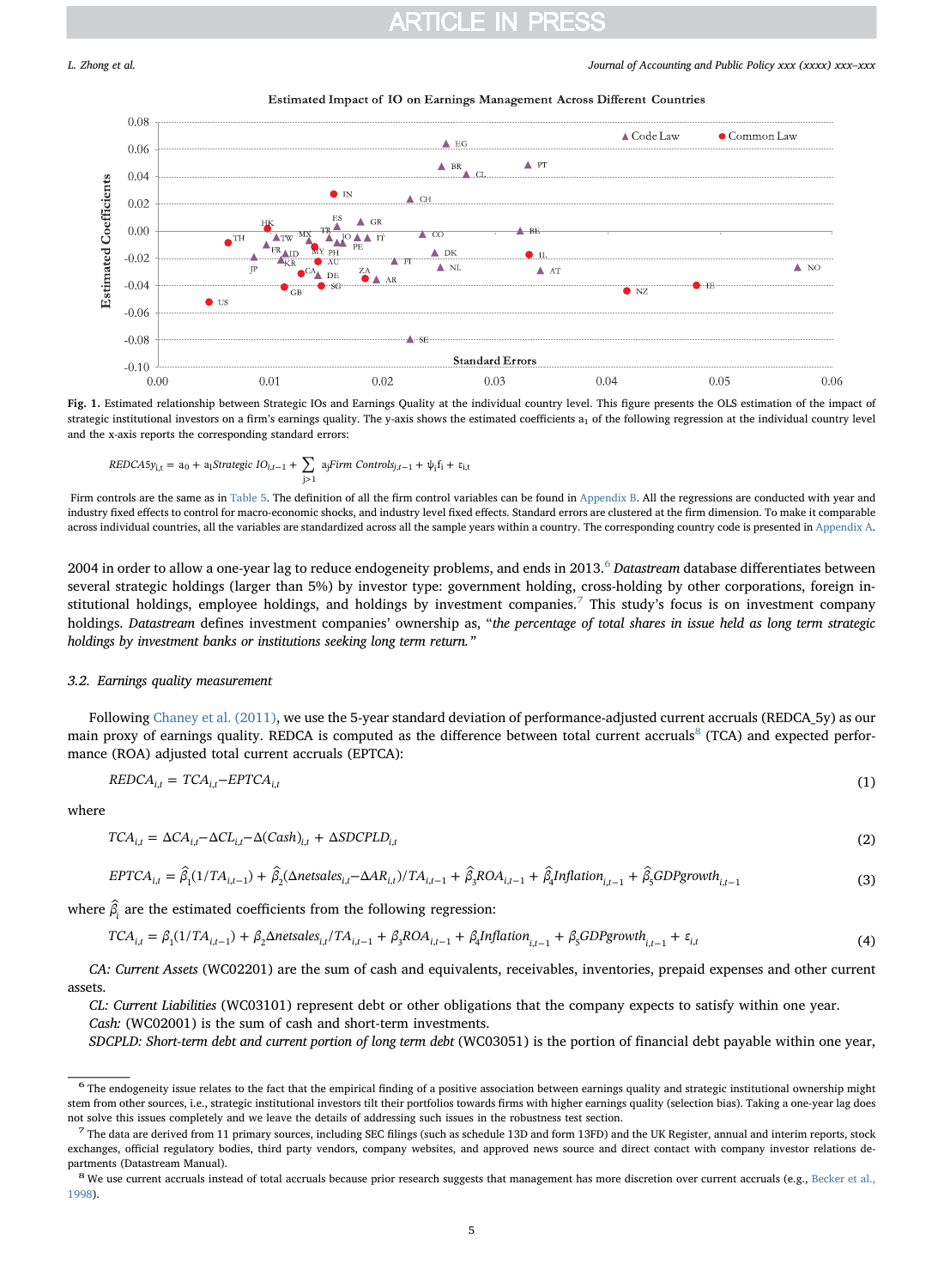**Fig. 1.** Estimated relationship between Strategic IOs and Earnings Quality at the individual country level. This figure presents the OLS estimation of the impact of strategic institutional investors on a firm's earnings quality. The y-axis shows the estimated coefficients $a_1$ of the following regression at the individual country level and the x-axis reports the corresponding standard errors:

$$REDCA5y_{i,t} = a_0 + a_1 Strategic\ IO_{i,t-1} + \sum_{j>1} a_j Firm\ Controls_{j,t-1} + \psi_i f_i + \varepsilon_{i,t}$$

Firm controls are the same as in Table 5. The definition of all the firm control variables can be found in Appendix B. All the regressions are conducted with year and industry fixed effects to control for macro-economic shocks, and industry level fixed effects. Standard errors are clustered at the firm dimension. To make it comparable across individual countries, all the variables are standardized across all the sample years within a country. The corresponding country code is presented in Appendix A.

2004 in order to allow a one-year lag to reduce endogeneity problems, and ends in 2013.[6] *Datastream* database differentiates between several strategic holdings (larger than 5%) by investor type: government holding, cross-holding by other corporations, foreign institutional holdings, employee holdings, and holdings by investment companies.[7] This study's focus is on investment company holdings. *Datastream* defines investment companies' ownership as, "*the percentage of total shares in issue held as long term strategic holdings by investment banks or institutions seeking long term return.*"

### 3.2. Earnings quality measurement

Following Chaney et al. (2011), we use the 5-year standard deviation of performance-adjusted current accruals (REDCA_5y) as our main proxy of earnings quality. REDCA is computed as the difference between total current accruals[8] (TCA) and expected performance (ROA) adjusted total current accruals (EPTCA):

$$REDCA_{i,t} = TCA_{i,t} - EPTCA_{i,t} \tag{1}$$

where

$$TCA_{i,t} = \Delta CA_{i,t} - \Delta CL_{i,t} - \Delta(Cash)_{i,t} + \Delta SDCPLD_{i,t} \tag{2}$$

$$EPTCA_{i,t} = \hat{\beta}_1(1/TA_{i,t-1}) + \hat{\beta}_2(\Delta netsales_{i,t} - \Delta AR_{i,t})/TA_{i,t-1} + \hat{\beta}_3 ROA_{i,t-1} + \hat{\beta}_4 Inflation_{i,t-1} + \hat{\beta}_5 GDPgrowth_{i,t-1} \tag{3}$$

where $\hat{\beta}_i$ are the estimated coefficients from the following regression:

$$TCA_{i,t} = \beta_1(1/TA_{i,t-1}) + \beta_2 \Delta netsales_{i,t}/TA_{i,t-1} + \beta_3 ROA_{i,t-1} + \beta_4 Inflation_{i,t-1} + \beta_5 GDPgrowth_{i,t-1} + \varepsilon_{i,t} \tag{4}$$

*CA: Current Assets* (WC02201) are the sum of cash and equivalents, receivables, inventories, prepaid expenses and other current assets.

*CL: Current Liabilities* (WC03101) represent debt or other obligations that the company expects to satisfy within one year.

*Cash:* (WC02001) is the sum of cash and short-term investments.

*SDCPLD: Short-term debt and current portion of long term debt* (WC03051) is the portion of financial debt payable within one year,

---

[6] The endogeneity issue relates to the fact that the empirical finding of a positive association between earnings quality and strategic institutional ownership might stem from other sources, i.e., strategic institutional investors tilt their portfolios towards firms with higher earnings quality (selection bias). Taking a one-year lag does not solve this issues completely and we leave the details of addressing such issues in the robustness test section.

[7] The data are derived from 11 primary sources, including SEC filings (such as schedule 13D and form 13FD) and the UK Register, annual and interim reports, stock exchanges, official regulatory bodies, third party vendors, company websites, and approved news source and direct contact with company investor relations departments (Datastream Manual).

[8] We use current accruals instead of total accruals because prior research suggests that management has more discretion over current accruals (e.g., Becker et al., 1998).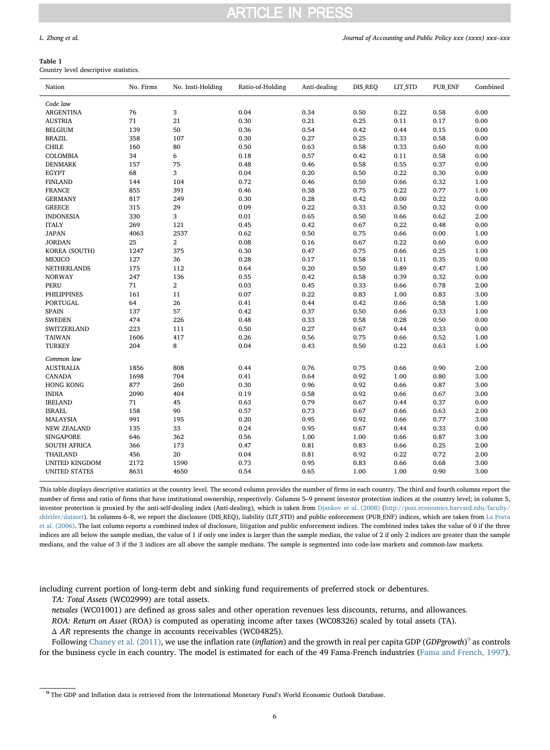**Table 1**
Country level descriptive statistics.

| Nation | No. Firms | No. Insti-Holding | Ratio-of-Holding | Anti-dealing | DIS_REQ | LIT_STD | PUB_ENF | Combined |
|---|---|---|---|---|---|---|---|---|
| *Code law* | | | | | | | | |
| ARGENTINA | 76 | 3 | 0.04 | 0.34 | 0.50 | 0.22 | 0.58 | 0.00 |
| AUSTRIA | 71 | 21 | 0.30 | 0.21 | 0.25 | 0.11 | 0.17 | 0.00 |
| BELGIUM | 139 | 50 | 0.36 | 0.54 | 0.42 | 0.44 | 0.15 | 0.00 |
| BRAZIL | 358 | 107 | 0.30 | 0.27 | 0.25 | 0.33 | 0.58 | 0.00 |
| CHILE | 160 | 80 | 0.50 | 0.63 | 0.58 | 0.33 | 0.60 | 0.00 |
| COLOMBIA | 34 | 6 | 0.18 | 0.57 | 0.42 | 0.11 | 0.58 | 0.00 |
| DENMARK | 157 | 75 | 0.48 | 0.46 | 0.58 | 0.55 | 0.37 | 0.00 |
| EGYPT | 68 | 3 | 0.04 | 0.20 | 0.50 | 0.22 | 0.30 | 0.00 |
| FINLAND | 144 | 104 | 0.72 | 0.46 | 0.50 | 0.66 | 0.32 | 1.00 |
| FRANCE | 855 | 391 | 0.46 | 0.38 | 0.75 | 0.22 | 0.77 | 1.00 |
| GERMANY | 817 | 249 | 0.30 | 0.28 | 0.42 | 0.00 | 0.22 | 0.00 |
| GREECE | 315 | 29 | 0.09 | 0.22 | 0.33 | 0.50 | 0.32 | 0.00 |
| INDONESIA | 330 | 3 | 0.01 | 0.65 | 0.50 | 0.66 | 0.62 | 2.00 |
| ITALY | 269 | 121 | 0.45 | 0.42 | 0.67 | 0.22 | 0.48 | 0.00 |
| JAPAN | 4063 | 2537 | 0.62 | 0.50 | 0.75 | 0.66 | 0.00 | 1.00 |
| JORDAN | 25 | 2 | 0.08 | 0.16 | 0.67 | 0.22 | 0.60 | 0.00 |
| KOREA (SOUTH) | 1247 | 375 | 0.30 | 0.47 | 0.75 | 0.66 | 0.25 | 1.00 |
| MEXICO | 127 | 36 | 0.28 | 0.17 | 0.58 | 0.11 | 0.35 | 0.00 |
| NETHERLANDS | 175 | 112 | 0.64 | 0.20 | 0.50 | 0.89 | 0.47 | 1.00 |
| NORWAY | 247 | 136 | 0.55 | 0.42 | 0.58 | 0.39 | 0.32 | 0.00 |
| PERU | 71 | 2 | 0.03 | 0.45 | 0.33 | 0.66 | 0.78 | 2.00 |
| PHILIPPINES | 161 | 11 | 0.07 | 0.22 | 0.83 | 1.00 | 0.83 | 3.00 |
| PORTUGAL | 64 | 26 | 0.41 | 0.44 | 0.42 | 0.66 | 0.58 | 1.00 |
| SPAIN | 137 | 57 | 0.42 | 0.37 | 0.50 | 0.66 | 0.33 | 1.00 |
| SWEDEN | 474 | 226 | 0.48 | 0.33 | 0.58 | 0.28 | 0.50 | 0.00 |
| SWITZERLAND | 223 | 111 | 0.50 | 0.27 | 0.67 | 0.44 | 0.33 | 0.00 |
| TAIWAN | 1606 | 417 | 0.26 | 0.56 | 0.75 | 0.66 | 0.52 | 1.00 |
| TURKEY | 204 | 8 | 0.04 | 0.43 | 0.50 | 0.22 | 0.63 | 1.00 |
| *Common law* | | | | | | | | |
| AUSTRALIA | 1856 | 808 | 0.44 | 0.76 | 0.75 | 0.66 | 0.90 | 2.00 |
| CANADA | 1698 | 704 | 0.41 | 0.64 | 0.92 | 1.00 | 0.80 | 3.00 |
| HONG KONG | 877 | 260 | 0.30 | 0.96 | 0.92 | 0.66 | 0.87 | 3.00 |
| INDIA | 2090 | 404 | 0.19 | 0.58 | 0.92 | 0.66 | 0.67 | 3.00 |
| IRELAND | 71 | 45 | 0.63 | 0.79 | 0.67 | 0.44 | 0.37 | 0.00 |
| ISRAEL | 158 | 90 | 0.57 | 0.73 | 0.67 | 0.66 | 0.63 | 2.00 |
| MALAYSIA | 991 | 195 | 0.20 | 0.95 | 0.92 | 0.66 | 0.77 | 3.00 |
| NEW ZEALAND | 135 | 33 | 0.24 | 0.95 | 0.67 | 0.44 | 0.33 | 0.00 |
| SINGAPORE | 646 | 362 | 0.56 | 1.00 | 1.00 | 0.66 | 0.87 | 3.00 |
| SOUTH AFRICA | 366 | 173 | 0.47 | 0.81 | 0.83 | 0.66 | 0.25 | 2.00 |
| THAILAND | 456 | 20 | 0.04 | 0.81 | 0.92 | 0.22 | 0.72 | 2.00 |
| UNITED KINGDOM | 2172 | 1590 | 0.73 | 0.95 | 0.83 | 0.66 | 0.68 | 3.00 |
| UNITED STATES | 8631 | 4650 | 0.54 | 0.65 | 1.00 | 1.00 | 0.90 | 3.00 |

This table displays descriptive statistics at the country level. The second column provides the number of firms in each country. The third and fourth columns report the number of firms and ratio of firms that have institutional ownership, respectively. Columns 5–9 present investor protection indices at the country level; in column 5, investor protection is proxied by the anti-self-dealing index (Anti-dealing), which is taken from Djankov et al. (2008) (http://post.economics.harvard.edu/faculty/shleifer/dataset). In columns 6–8, we report the disclosure (DIS_REQ), liability (LIT_STD) and public enforcement (PUB_ENF) indices, which are taken from La Porta et al. (2006). The last column reports a combined index of disclosure, litigation and public enforcement indices. The combined index takes the value of 0 if the three indices are all below the sample median, the value of 1 if only one index is larger than the sample median, the value of 2 if only 2 indices are greater than the sample medians, and the value of 3 if the 3 indices are all above the sample medians. The sample is segmented into code-law markets and common-law markets.

including current portion of long-term debt and sinking fund requirements of preferred stock or debentures.

*TA: Total Assets* (WC02999) are total assets.

*netsales* (WC01001) are defined as gross sales and other operation revenues less discounts, returns, and allowances.

*ROA: Return on Asset* (ROA) is computed as operating income after taxes (WC08326) scaled by total assets (TA).

Δ *AR* represents the change in accounts receivables (WC04825).

Following Chaney et al. (2011), we use the inflation rate (*inflation*) and the growth in real per capita GDP (*GDPgrowth*)[9] as controls for the business cycle in each country. The model is estimated for each of the 49 Fama-French industries (Fama and French, 1997).

[9] The GDP and Inflation data is retrieved from the International Monetary Fund's World Economic Outlook Database.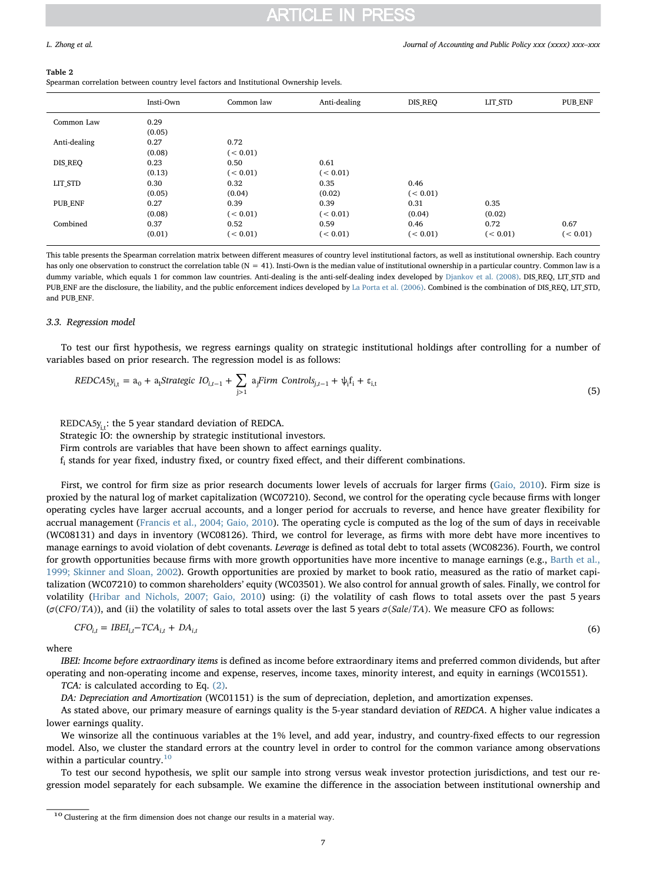**Table 2**
Spearman correlation between country level factors and Institutional Ownership levels.

| | Insti-Own | Common law | Anti-dealing | DIS_REQ | LIT_STD | PUB_ENF |
|---|---|---|---|---|---|---|
| Common Law | 0.29 | | | | | |
| | (0.05) | | | | | |
| Anti-dealing | 0.27 | 0.72 | | | | |
| | (0.08) | (< 0.01) | | | | |
| DIS_REQ | 0.23 | 0.50 | 0.61 | | | |
| | (0.13) | (< 0.01) | (< 0.01) | | | |
| LIT_STD | 0.30 | 0.32 | 0.35 | 0.46 | | |
| | (0.05) | (0.04) | (0.02) | (< 0.01) | | |
| PUB_ENF | 0.27 | 0.39 | 0.39 | 0.31 | 0.35 | |
| | (0.08) | (< 0.01) | (< 0.01) | (0.04) | (0.02) | |
| Combined | 0.37 | 0.52 | 0.59 | 0.46 | 0.72 | 0.67 |
| | (0.01) | (< 0.01) | (< 0.01) | (< 0.01) | (< 0.01) | (< 0.01) |

This table presents the Spearman correlation matrix between different measures of country level institutional factors, as well as institutional ownership. Each country has only one observation to construct the correlation table (N = 41). Insti-Own is the median value of institutional ownership in a particular country. Common law is a dummy variable, which equals 1 for common law countries. Anti-dealing is the anti-self-dealing index developed by Djankov et al. (2008). DIS_REQ, LIT_STD and PUB_ENF are the disclosure, the liability, and the public enforcement indices developed by La Porta et al. (2006). Combined is the combination of DIS_REQ, LIT_STD, and PUB_ENF.

### 3.3. Regression model

To test our first hypothesis, we regress earnings quality on strategic institutional holdings after controlling for a number of variables based on prior research. The regression model is as follows:

$$REDCA5y_{i,t} = a_0 + a_1 Strategic\ IO_{i,t-1} + \sum_{j>1} a_j Firm\ Controls_{j,t-1} + \psi_i f_i + \varepsilon_{i,t} \tag{5}$$

$REDCA5y_{i,t}$: the 5 year standard deviation of REDCA.
Strategic IO: the ownership by strategic institutional investors.
Firm controls are variables that have been shown to affect earnings quality.
$f_i$ stands for year fixed, industry fixed, or country fixed effect, and their different combinations.

First, we control for firm size as prior research documents lower levels of accruals for larger firms (Gaio, 2010). Firm size is proxied by the natural log of market capitalization (WC07210). Second, we control for the operating cycle because firms with longer operating cycles have larger accrual accounts, and a longer period for accruals to reverse, and hence have greater flexibility for accrual management (Francis et al., 2004; Gaio, 2010). The operating cycle is computed as the log of the sum of days in receivable (WC08131) and days in inventory (WC08126). Third, we control for leverage, as firms with more debt have more incentives to manage earnings to avoid violation of debt covenants. *Leverage* is defined as total debt to total assets (WC08236). Fourth, we control for growth opportunities because firms with more growth opportunities have more incentive to manage earnings (e.g., Barth et al., 1999; Skinner and Sloan, 2002). Growth opportunities are proxied by market to book ratio, measured as the ratio of market capitalization (WC07210) to common shareholders' equity (WC03501). We also control for annual growth of sales. Finally, we control for volatility (Hribar and Nichols, 2007; Gaio, 2010) using: (i) the volatility of cash flows to total assets over the past 5 years ($\sigma(CFO/TA)$), and (ii) the volatility of sales to total assets over the last 5 years $\sigma(Sale/TA)$. We measure CFO as follows:

$$CFO_{i,t} = IBEI_{i,t} - TCA_{i,t} + DA_{i,t} \tag{6}$$

where

*IBEI: Income before extraordinary items* is defined as income before extraordinary items and preferred common dividends, but after operating and non-operating income and expense, reserves, income taxes, minority interest, and equity in earnings (WC01551).

*TCA:* is calculated according to Eq. (2).

*DA: Depreciation and Amortization* (WC01151) is the sum of depreciation, depletion, and amortization expenses.

As stated above, our primary measure of earnings quality is the 5-year standard deviation of *REDCA*. A higher value indicates a lower earnings quality.

We winsorize all the continuous variables at the 1% level, and add year, industry, and country-fixed effects to our regression model. Also, we cluster the standard errors at the country level in order to control for the common variance among observations within a particular country.[10]

To test our second hypothesis, we split our sample into strong versus weak investor protection jurisdictions, and test our regression model separately for each subsample. We examine the difference in the association between institutional ownership and

[10] Clustering at the firm dimension does not change our results in a material way.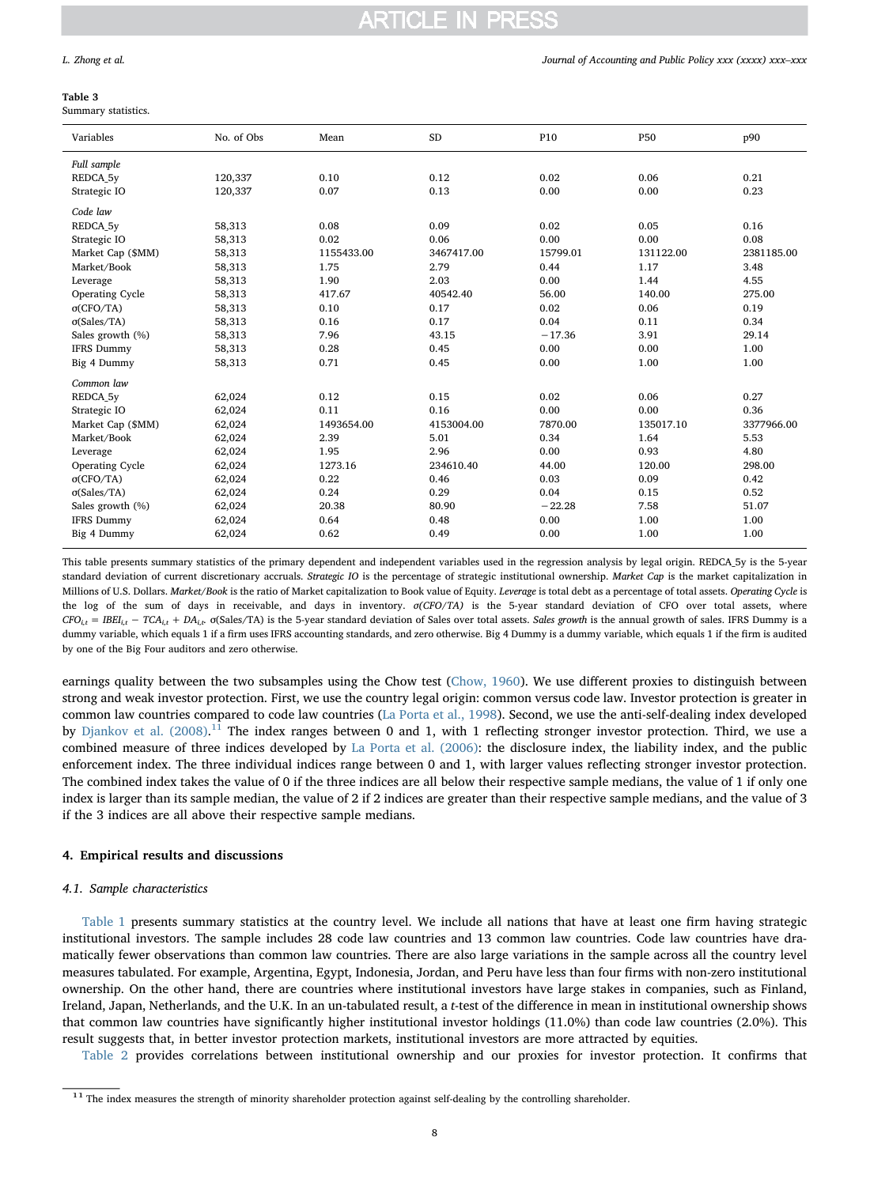**Table 3**
Summary statistics.

| Variables | No. of Obs | Mean | SD | P10 | P50 | p90 |
|---|---|---|---|---|---|---|
| *Full sample* | | | | | | |
| REDCA_5y | 120,337 | 0.10 | 0.12 | 0.02 | 0.06 | 0.21 |
| Strategic IO | 120,337 | 0.07 | 0.13 | 0.00 | 0.00 | 0.23 |
| *Code law* | | | | | | |
| REDCA_5y | 58,313 | 0.08 | 0.09 | 0.02 | 0.05 | 0.16 |
| Strategic IO | 58,313 | 0.02 | 0.06 | 0.00 | 0.00 | 0.08 |
| Market Cap ($MM) | 58,313 | 1155433.00 | 3467417.00 | 15799.01 | 131122.00 | 2381185.00 |
| Market/Book | 58,313 | 1.75 | 2.79 | 0.44 | 1.17 | 3.48 |
| Leverage | 58,313 | 1.90 | 2.03 | 0.00 | 1.44 | 4.55 |
| Operating Cycle | 58,313 | 417.67 | 40542.40 | 56.00 | 140.00 | 275.00 |
| σ(CFO/TA) | 58,313 | 0.10 | 0.17 | 0.02 | 0.06 | 0.19 |
| σ(Sales/TA) | 58,313 | 0.16 | 0.17 | 0.04 | 0.11 | 0.34 |
| Sales growth (%) | 58,313 | 7.96 | 43.15 | −17.36 | 3.91 | 29.14 |
| IFRS Dummy | 58,313 | 0.28 | 0.45 | 0.00 | 0.00 | 1.00 |
| Big 4 Dummy | 58,313 | 0.71 | 0.45 | 0.00 | 1.00 | 1.00 |
| *Common law* | | | | | | |
| REDCA_5y | 62,024 | 0.12 | 0.15 | 0.02 | 0.06 | 0.27 |
| Strategic IO | 62,024 | 0.11 | 0.16 | 0.00 | 0.00 | 0.36 |
| Market Cap ($MM) | 62,024 | 1493654.00 | 4153004.00 | 7870.00 | 135017.10 | 3377966.00 |
| Market/Book | 62,024 | 2.39 | 5.01 | 0.34 | 1.64 | 5.53 |
| Leverage | 62,024 | 1.95 | 2.96 | 0.00 | 0.93 | 4.80 |
| Operating Cycle | 62,024 | 1273.16 | 234610.40 | 44.00 | 120.00 | 298.00 |
| σ(CFO/TA) | 62,024 | 0.22 | 0.46 | 0.03 | 0.09 | 0.42 |
| σ(Sales/TA) | 62,024 | 0.24 | 0.29 | 0.04 | 0.15 | 0.52 |
| Sales growth (%) | 62,024 | 20.38 | 80.90 | −22.28 | 7.58 | 51.07 |
| IFRS Dummy | 62,024 | 0.64 | 0.48 | 0.00 | 1.00 | 1.00 |
| Big 4 Dummy | 62,024 | 0.62 | 0.49 | 0.00 | 1.00 | 1.00 |

This table presents summary statistics of the primary dependent and independent variables used in the regression analysis by legal origin. REDCA_5y is the 5-year standard deviation of current discretionary accruals. *Strategic IO* is the percentage of strategic institutional ownership. *Market Cap* is the market capitalization in Millions of U.S. Dollars. *Market/Book* is the ratio of Market capitalization to Book value of Equity. *Leverage* is total debt as a percentage of total assets. *Operating Cycle* is the log of the sum of days in receivable, and days in inventory. *σ(CFO/TA)* is the 5-year standard deviation of CFO over total assets, where $CFO_{i,t} = IBEI_{i,t} - TCA_{i,t} + DA_{i,t}$. σ(Sales/TA) is the 5-year standard deviation of Sales over total assets. *Sales growth* is the annual growth of sales. IFRS Dummy is a dummy variable, which equals 1 if a firm uses IFRS accounting standards, and zero otherwise. Big 4 Dummy is a dummy variable, which equals 1 if the firm is audited by one of the Big Four auditors and zero otherwise.

earnings quality between the two subsamples using the Chow test (Chow, 1960). We use different proxies to distinguish between strong and weak investor protection. First, we use the country legal origin: common versus code law. Investor protection is greater in common law countries compared to code law countries (La Porta et al., 1998). Second, we use the anti-self-dealing index developed by Djankov et al. (2008).[11] The index ranges between 0 and 1, with 1 reflecting stronger investor protection. Third, we use a combined measure of three indices developed by La Porta et al. (2006): the disclosure index, the liability index, and the public enforcement index. The three individual indices range between 0 and 1, with larger values reflecting stronger investor protection. The combined index takes the value of 0 if the three indices are all below their respective sample medians, the value of 1 if only one index is larger than its sample median, the value of 2 if 2 indices are greater than their respective sample medians, and the value of 3 if the 3 indices are all above their respective sample medians.

## 4. Empirical results and discussions

### 4.1. Sample characteristics

Table 1 presents summary statistics at the country level. We include all nations that have at least one firm having strategic institutional investors. The sample includes 28 code law countries and 13 common law countries. Code law countries have dramatically fewer observations than common law countries. There are also large variations in the sample across all the country level measures tabulated. For example, Argentina, Egypt, Indonesia, Jordan, and Peru have less than four firms with non-zero institutional ownership. On the other hand, there are countries where institutional investors have large stakes in companies, such as Finland, Ireland, Japan, Netherlands, and the U.K. In an un-tabulated result, a *t*-test of the difference in mean in institutional ownership shows that common law countries have significantly higher institutional investor holdings (11.0%) than code law countries (2.0%). This result suggests that, in better investor protection markets, institutional investors are more attracted by equities.

Table 2 provides correlations between institutional ownership and our proxies for investor protection. It confirms that

[11] The index measures the strength of minority shareholder protection against self-dealing by the controlling shareholder.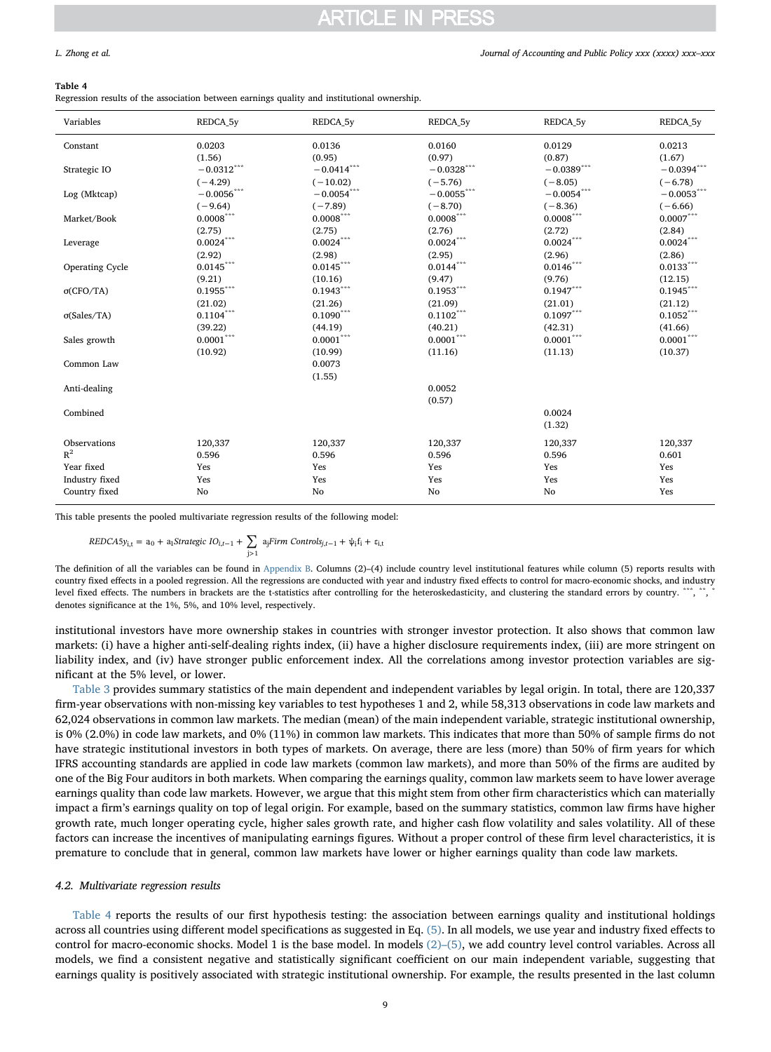**Table 4**
Regression results of the association between earnings quality and institutional ownership.

| Variables | REDCA_5y | REDCA_5y | REDCA_5y | REDCA_5y | REDCA_5y |
|---|---|---|---|---|---|
| Constant | 0.0203 | 0.0136 | 0.0160 | 0.0129 | 0.0213 |
| | (1.56) | (0.95) | (0.97) | (0.87) | (1.67) |
| Strategic IO | −0.0312*** | −0.0414*** | −0.0328*** | −0.0389*** | −0.0394*** |
| | (−4.29) | (−10.02) | (−5.76) | (−8.05) | (−6.78) |
| Log (Mktcap) | −0.0056*** | −0.0054*** | −0.0055*** | −0.0054*** | −0.0053*** |
| | (−9.64) | (−7.89) | (−8.70) | (−8.36) | (−6.66) |
| Market/Book | 0.0008*** | 0.0008*** | 0.0008*** | 0.0008*** | 0.0007*** |
| | (2.75) | (2.75) | (2.76) | (2.72) | (2.84) |
| Leverage | 0.0024*** | 0.0024*** | 0.0024*** | 0.0024*** | 0.0024*** |
| | (2.92) | (2.98) | (2.95) | (2.96) | (2.86) |
| Operating Cycle | 0.0145*** | 0.0145*** | 0.0144*** | 0.0146*** | 0.0133*** |
| | (9.21) | (10.16) | (9.47) | (9.76) | (12.15) |
| σ(CFO/TA) | 0.1955*** | 0.1943*** | 0.1953*** | 0.1947*** | 0.1945*** |
| | (21.02) | (21.26) | (21.09) | (21.01) | (21.12) |
| σ(Sales/TA) | 0.1104*** | 0.1090*** | 0.1102*** | 0.1097*** | 0.1052*** |
| | (39.22) | (44.19) | (40.21) | (42.31) | (41.66) |
| Sales growth | 0.0001*** | 0.0001*** | 0.0001*** | 0.0001*** | 0.0001*** |
| | (10.92) | (10.99) | (11.16) | (11.13) | (10.37) |
| Common Law | | 0.0073 | | | |
| | | (1.55) | | | |
| Anti-dealing | | | 0.0052 | | |
| | | | (0.57) | | |
| Combined | | | | 0.0024 | |
| | | | | (1.32) | |
| Observations | 120,337 | 120,337 | 120,337 | 120,337 | 120,337 |
| $R^2$ | 0.596 | 0.596 | 0.596 | 0.596 | 0.601 |
| Year fixed | Yes | Yes | Yes | Yes | Yes |
| Industry fixed | Yes | Yes | Yes | Yes | Yes |
| Country fixed | No | No | No | No | Yes |

This table presents the pooled multivariate regression results of the following model:

$$REDCA5y_{i,t} = a_0 + a_1 Strategic\ IO_{i,t-1} + \sum_{j>1} a_j Firm\ Controls_{j,t-1} + \psi_i f_i + \varepsilon_{i,t}$$

The definition of all the variables can be found in Appendix B. Columns (2)–(4) include country level institutional features while column (5) reports results with country fixed effects in a pooled regression. All the regressions are conducted with year and industry fixed effects to control for macro-economic shocks, and industry level fixed effects. The numbers in brackets are the t-statistics after controlling for the heteroskedasticity, and clustering the standard errors by country. ***, **, * denotes significance at the 1%, 5%, and 10% level, respectively.

institutional investors have more ownership stakes in countries with stronger investor protection. It also shows that common law markets: (i) have a higher anti-self-dealing rights index, (ii) have a higher disclosure requirements index, (iii) are more stringent on liability index, and (iv) have stronger public enforcement index. All the correlations among investor protection variables are significant at the 5% level, or lower.

Table 3 provides summary statistics of the main dependent and independent variables by legal origin. In total, there are 120,337 firm-year observations with non-missing key variables to test hypotheses 1 and 2, while 58,313 observations in code law markets and 62,024 observations in common law markets. The median (mean) of the main independent variable, strategic institutional ownership, is 0% (2.0%) in code law markets, and 0% (11%) in common law markets. This indicates that more than 50% of sample firms do not have strategic institutional investors in both types of markets. On average, there are less (more) than 50% of firm years for which IFRS accounting standards are applied in code law markets (common law markets), and more than 50% of the firms are audited by one of the Big Four auditors in both markets. When comparing the earnings quality, common law markets seem to have lower average earnings quality than code law markets. However, we argue that this might stem from other firm characteristics which can materially impact a firm's earnings quality on top of legal origin. For example, based on the summary statistics, common law firms have higher growth rate, much longer operating cycle, higher sales growth rate, and higher cash flow volatility and sales volatility. All of these factors can increase the incentives of manipulating earnings figures. Without a proper control of these firm level characteristics, it is premature to conclude that in general, common law markets have lower or higher earnings quality than code law markets.

### 4.2. Multivariate regression results

Table 4 reports the results of our first hypothesis testing: the association between earnings quality and institutional holdings across all countries using different model specifications as suggested in Eq. (5). In all models, we use year and industry fixed effects to control for macro-economic shocks. Model 1 is the base model. In models (2)–(5), we add country level control variables. Across all models, we find a consistent negative and statistically significant coefficient on our main independent variable, suggesting that earnings quality is positively associated with strategic institutional ownership. For example, the results presented in the last column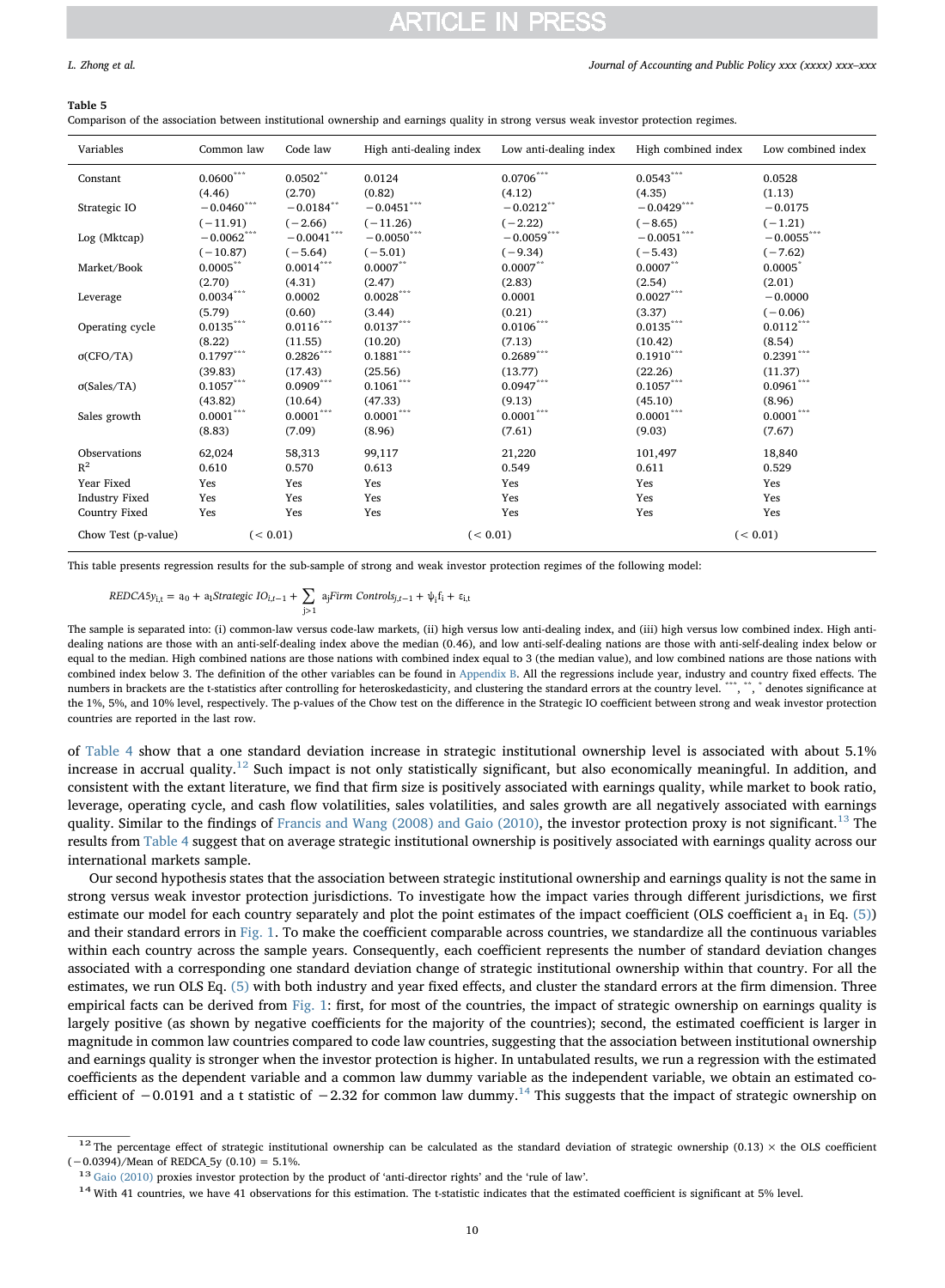**Table 5**

Comparison of the association between institutional ownership and earnings quality in strong versus weak investor protection regimes.

| Variables | Common law | Code law | High anti-dealing index | Low anti-dealing index | High combined index | Low combined index |
|---|---|---|---|---|---|---|
| Constant | 0.0600*** | 0.0502** | 0.0124 | 0.0706*** | 0.0543*** | 0.0528 |
| | (4.46) | (2.70) | (0.82) | (4.12) | (4.35) | (1.13) |
| Strategic IO | −0.0460*** | −0.0184** | −0.0451*** | −0.0212** | −0.0429*** | −0.0175 |
| | (−11.91) | (−2.66) | (−11.26) | (−2.22) | (−8.65) | (−1.21) |
| Log (Mktcap) | −0.0062*** | −0.0041*** | −0.0050*** | −0.0059*** | −0.0051*** | −0.0055*** |
| | (−10.87) | (−5.64) | (−5.01) | (−9.34) | (−5.43) | (−7.62) |
| Market/Book | 0.0005** | 0.0014*** | 0.0007** | 0.0007** | 0.0007** | 0.0005* |
| | (2.70) | (4.31) | (2.47) | (2.83) | (2.54) | (2.01) |
| Leverage | 0.0034*** | 0.0002 | 0.0028*** | 0.0001 | 0.0027*** | −0.0000 |
| | (5.79) | (0.60) | (3.44) | (0.21) | (3.37) | (−0.06) |
| Operating cycle | 0.0135*** | 0.0116*** | 0.0137*** | 0.0106*** | 0.0135*** | 0.0112*** |
| | (8.22) | (11.55) | (10.20) | (7.13) | (10.42) | (8.54) |
| σ(CFO/TA) | 0.1797*** | 0.2826*** | 0.1881*** | 0.2689*** | 0.1910*** | 0.2391*** |
| | (39.83) | (17.43) | (25.56) | (13.77) | (22.26) | (11.37) |
| σ(Sales/TA) | 0.1057*** | 0.0909*** | 0.1061*** | 0.0947*** | 0.1057*** | 0.0961*** |
| | (43.82) | (10.64) | (47.33) | (9.13) | (45.10) | (8.96) |
| Sales growth | 0.0001*** | 0.0001*** | 0.0001*** | 0.0001*** | 0.0001*** | 0.0001*** |
| | (8.83) | (7.09) | (8.96) | (7.61) | (9.03) | (7.67) |
| Observations | 62,024 | 58,313 | 99,117 | 21,220 | 101,497 | 18,840 |
| $R^2$ | 0.610 | 0.570 | 0.613 | 0.549 | 0.611 | 0.529 |
| Year Fixed | Yes | Yes | Yes | Yes | Yes | Yes |
| Industry Fixed | Yes | Yes | Yes | Yes | Yes | Yes |
| Country Fixed | Yes | Yes | Yes | Yes | Yes | Yes |
| Chow Test (p-value) | (< 0.01) | | (< 0.01) | | (< 0.01) | |

This table presents regression results for the sub-sample of strong and weak investor protection regimes of the following model:

$$REDCA5y_{i,t} = a_0 + a_1 Strategic\ IO_{i,t-1} + \sum_{j>1} a_j Firm\ Controls_{j,t-1} + \psi_i f_i + \varepsilon_{i,t}$$

The sample is separated into: (i) common-law versus code-law markets, (ii) high versus low anti-dealing index, and (iii) high versus low combined index. High anti-dealing nations are those with an anti-self-dealing index above the median (0.46), and low anti-self-dealing nations are those with anti-self-dealing index below or equal to the median. High combined nations are those nations with combined index equal to 3 (the median value), and low combined nations are those nations with combined index below 3. The definition of the other variables can be found in Appendix B. All the regressions include year, industry and country fixed effects. The numbers in brackets are the t-statistics after controlling for heteroskedasticity, and clustering the standard errors at the country level. ***, **, * denotes significance at the 1%, 5%, and 10% level, respectively. The p-values of the Chow test on the difference in the Strategic IO coefficient between strong and weak investor protection countries are reported in the last row.

of Table 4 show that a one standard deviation increase in strategic institutional ownership level is associated with about 5.1% increase in accrual quality.[12] Such impact is not only statistically significant, but also economically meaningful. In addition, and consistent with the extant literature, we find that firm size is positively associated with earnings quality, while market to book ratio, leverage, operating cycle, and cash flow volatilities, sales volatilities, and sales growth are all negatively associated with earnings quality. Similar to the findings of Francis and Wang (2008) and Gaio (2010), the investor protection proxy is not significant.[13] The results from Table 4 suggest that on average strategic institutional ownership is positively associated with earnings quality across our international markets sample.

Our second hypothesis states that the association between strategic institutional ownership and earnings quality is not the same in strong versus weak investor protection jurisdictions. To investigate how the impact varies through different jurisdictions, we first estimate our model for each country separately and plot the point estimates of the impact coefficient (OLS coefficient $a_1$ in Eq. (5)) and their standard errors in Fig. 1. To make the coefficient comparable across countries, we standardize all the continuous variables within each country across the sample years. Consequently, each coefficient represents the number of standard deviation changes associated with a corresponding one standard deviation change of strategic institutional ownership within that country. For all the estimates, we run OLS Eq. (5) with both industry and year fixed effects, and cluster the standard errors at the firm dimension. Three empirical facts can be derived from Fig. 1: first, for most of the countries, the impact of strategic ownership on earnings quality is largely positive (as shown by negative coefficients for the majority of the countries); second, the estimated coefficient is larger in magnitude in common law countries compared to code law countries, suggesting that the association between institutional ownership and earnings quality is stronger when the investor protection is higher. In untabulated results, we run a regression with the estimated coefficients as the dependent variable and a common law dummy variable as the independent variable, we obtain an estimated coefficient of −0.0191 and a t statistic of −2.32 for common law dummy.[14] This suggests that the impact of strategic ownership on

[12] The percentage effect of strategic institutional ownership can be calculated as the standard deviation of strategic ownership (0.13) × the OLS coefficient (−0.0394)/Mean of REDCA_5y (0.10) = 5.1%.

[13] Gaio (2010) proxies investor protection by the product of 'anti-director rights' and the 'rule of law'.

[14] With 41 countries, we have 41 observations for this estimation. The t-statistic indicates that the estimated coefficient is significant at 5% level.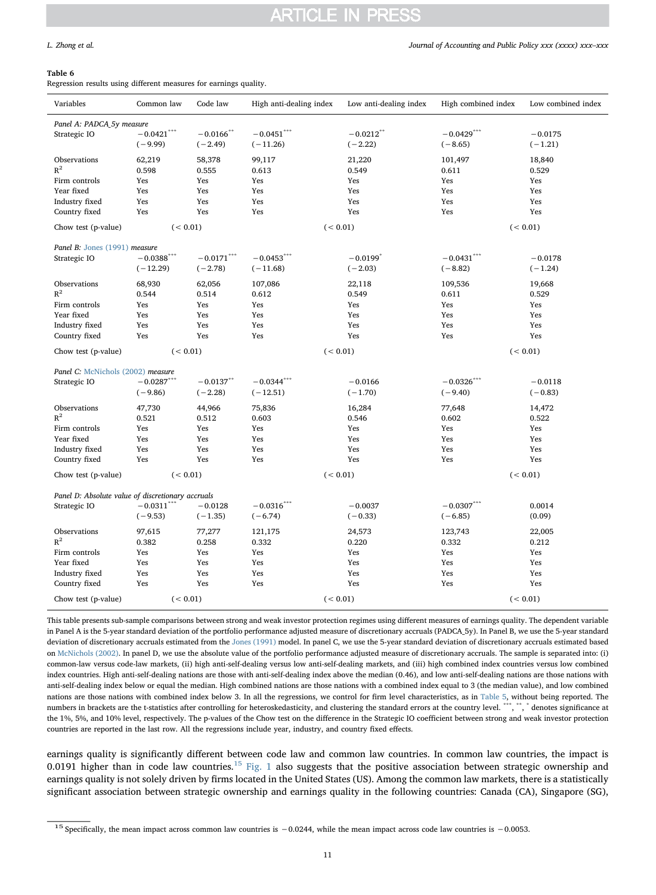**Table 6**
Regression results using different measures for earnings quality.

| Variables | Common law | Code law | High anti-dealing index | Low anti-dealing index | High combined index | Low combined index |
|---|---|---|---|---|---|---|
| *Panel A: PADCA_5y measure* | | | | | | |
| Strategic IO | −0.0421*** | −0.0166** | −0.0451*** | −0.0212** | −0.0429*** | −0.0175 |
| | (−9.99) | (−2.49) | (−11.26) | (−2.22) | (−8.65) | (−1.21) |
| Observations | 62,219 | 58,378 | 99,117 | 21,220 | 101,497 | 18,840 |
| $R^2$ | 0.598 | 0.555 | 0.613 | 0.549 | 0.611 | 0.529 |
| Firm controls | Yes | Yes | Yes | Yes | Yes | Yes |
| Year fixed | Yes | Yes | Yes | Yes | Yes | Yes |
| Industry fixed | Yes | Yes | Yes | Yes | Yes | Yes |
| Country fixed | Yes | Yes | Yes | Yes | Yes | Yes |
| Chow test (p-value) | (< 0.01) | | (< 0.01) | | (< 0.01) | |
| *Panel B: Jones (1991) measure* | | | | | | |
| Strategic IO | −0.0388*** | −0.0171*** | −0.0453*** | −0.0199* | −0.0431*** | −0.0178 |
| | (−12.29) | (−2.78) | (−11.68) | (−2.03) | (−8.82) | (−1.24) |
| Observations | 68,930 | 62,056 | 107,086 | 22,118 | 109,536 | 19,668 |
| $R^2$ | 0.544 | 0.514 | 0.612 | 0.549 | 0.611 | 0.529 |
| Firm controls | Yes | Yes | Yes | Yes | Yes | Yes |
| Year fixed | Yes | Yes | Yes | Yes | Yes | Yes |
| Industry fixed | Yes | Yes | Yes | Yes | Yes | Yes |
| Country fixed | Yes | Yes | Yes | Yes | Yes | Yes |
| Chow test (p-value) | (< 0.01) | | (< 0.01) | | (< 0.01) | |
| *Panel C: McNichols (2002) measure* | | | | | | |
| Strategic IO | −0.0287*** | −0.0137** | −0.0344*** | −0.0166 | −0.0326*** | −0.0118 |
| | (−9.86) | (−2.28) | (−12.51) | (−1.70) | (−9.40) | (−0.83) |
| Observations | 47,730 | 44,966 | 75,836 | 16,284 | 77,648 | 14,472 |
| $R^2$ | 0.521 | 0.512 | 0.603 | 0.546 | 0.602 | 0.522 |
| Firm controls | Yes | Yes | Yes | Yes | Yes | Yes |
| Year fixed | Yes | Yes | Yes | Yes | Yes | Yes |
| Industry fixed | Yes | Yes | Yes | Yes | Yes | Yes |
| Country fixed | Yes | Yes | Yes | Yes | Yes | Yes |
| Chow test (p-value) | (< 0.01) | | (< 0.01) | | (< 0.01) | |
| *Panel D: Absolute value of discretionary accruals* | | | | | | |
| Strategic IO | −0.0311*** | −0.0128 | −0.0316*** | −0.0037 | −0.0307*** | 0.0014 |
| | (−9.53) | (−1.35) | (−6.74) | (−0.33) | (−6.85) | (0.09) |
| Observations | 97,615 | 77,277 | 121,175 | 24,573 | 123,743 | 22,005 |
| $R^2$ | 0.382 | 0.258 | 0.332 | 0.220 | 0.332 | 0.212 |
| Firm controls | Yes | Yes | Yes | Yes | Yes | Yes |
| Year fixed | Yes | Yes | Yes | Yes | Yes | Yes |
| Industry fixed | Yes | Yes | Yes | Yes | Yes | Yes |
| Country fixed | Yes | Yes | Yes | Yes | Yes | Yes |
| Chow test (p-value) | (< 0.01) | | (< 0.01) | | (< 0.01) | |

This table presents sub-sample comparisons between strong and weak investor protection regimes using different measures of earnings quality. The dependent variable in Panel A is the 5-year standard deviation of the portfolio performance adjusted measure of discretionary accruals (PADCA_5y). In Panel B, we use the 5-year standard deviation of discretionary accruals estimated from the Jones (1991) model. In panel C, we use the 5-year standard deviation of discretionary accruals estimated based on McNichols (2002). In panel D, we use the absolute value of the portfolio performance adjusted measure of discretionary accruals. The sample is separated into: (i) common-law versus code-law markets, (ii) high anti-self-dealing versus low anti-self-dealing markets, and (iii) high combined index countries versus low combined index countries. High anti-self-dealing nations are those with anti-self-dealing index above the median (0.46), and low anti-self-dealing nations are those nations with anti-self-dealing index below or equal the median. High combined nations are those nations with a combined index equal to 3 (the median value), and low combined nations are those nations with combined index below 3. In all the regressions, we control for firm level characteristics, as in Table 5, without being reported. The numbers in brackets are the t-statistics after controlling for heteroskedasticity, and clustering the standard errors at the country level. ***, **, * denotes significance at the 1%, 5%, and 10% level, respectively. The p-values of the Chow test on the difference in the Strategic IO coefficient between strong and weak investor protection countries are reported in the last row. All the regressions include year, industry, and country fixed effects.

earnings quality is significantly different between code law and common law countries. In common law countries, the impact is 0.0191 higher than in code law countries.[15] Fig. 1 also suggests that the positive association between strategic ownership and earnings quality is not solely driven by firms located in the United States (US). Among the common law markets, there is a statistically significant association between strategic ownership and earnings quality in the following countries: Canada (CA), Singapore (SG),

[15] Specifically, the mean impact across common law countries is −0.0244, while the mean impact across code law countries is −0.0053.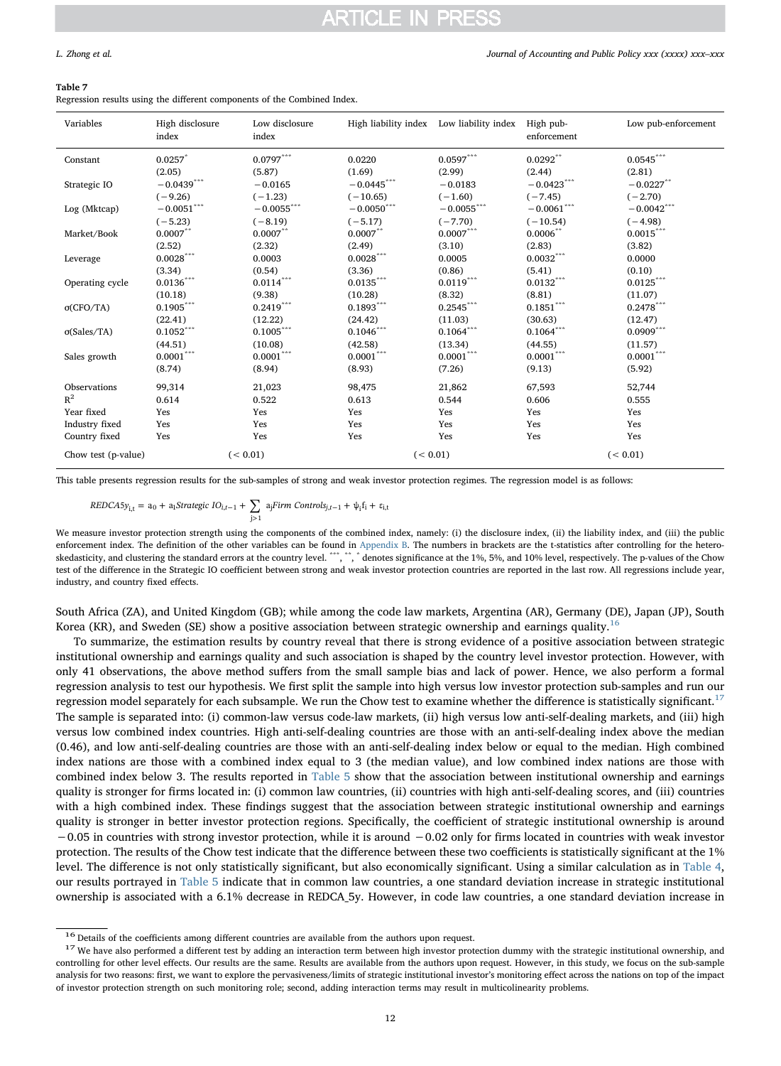**Table 7**
Regression results using the different components of the Combined Index.

| Variables | High disclosure index | Low disclosure index | High liability index | Low liability index | High pub-enforcement | Low pub-enforcement |
|---|---|---|---|---|---|---|
| Constant | 0.0257* | 0.0797*** | 0.0220 | 0.0597*** | 0.0292** | 0.0545*** |
| | (2.05) | (5.87) | (1.69) | (2.99) | (2.44) | (2.81) |
| Strategic IO | −0.0439*** | −0.0165 | −0.0445*** | −0.0183 | −0.0423*** | −0.0227** |
| | (−9.26) | (−1.23) | (−10.65) | (−1.60) | (−7.45) | (−2.70) |
| Log (Mktcap) | −0.0051*** | −0.0055*** | −0.0050*** | −0.0055*** | −0.0061*** | −0.0042*** |
| | (−5.23) | (−8.19) | (−5.17) | (−7.70) | (−10.54) | (−4.98) |
| Market/Book | 0.0007** | 0.0007** | 0.0007** | 0.0007*** | 0.0006** | 0.0015*** |
| | (2.52) | (2.32) | (2.49) | (3.10) | (2.83) | (3.82) |
| Leverage | 0.0028*** | 0.0003 | 0.0028*** | 0.0005 | 0.0032*** | 0.0000 |
| | (3.34) | (0.54) | (3.36) | (0.86) | (5.41) | (0.10) |
| Operating cycle | 0.0136*** | 0.0114*** | 0.0135*** | 0.0119*** | 0.0132*** | 0.0125*** |
| | (10.18) | (9.38) | (10.28) | (8.32) | (8.81) | (11.07) |
| σ(CFO/TA) | 0.1905*** | 0.2419*** | 0.1893*** | 0.2545*** | 0.1851*** | 0.2478*** |
| | (22.41) | (12.22) | (24.42) | (11.03) | (30.63) | (12.47) |
| σ(Sales/TA) | 0.1052*** | 0.1005*** | 0.1046*** | 0.1064*** | 0.1064*** | 0.0909*** |
| | (44.51) | (10.08) | (42.58) | (13.34) | (44.55) | (11.57) |
| Sales growth | 0.0001*** | 0.0001*** | 0.0001*** | 0.0001*** | 0.0001*** | 0.0001*** |
| | (8.74) | (8.94) | (8.93) | (7.26) | (9.13) | (5.92) |
| Observations | 99,314 | 21,023 | 98,475 | 21,862 | 67,593 | 52,744 |
| $R^2$ | 0.614 | 0.522 | 0.613 | 0.544 | 0.606 | 0.555 |
| Year fixed | Yes | Yes | Yes | Yes | Yes | Yes |
| Industry fixed | Yes | Yes | Yes | Yes | Yes | Yes |
| Country fixed | Yes | Yes | Yes | Yes | Yes | Yes |
| Chow test (p-value) | (< 0.01) | | (< 0.01) | | (< 0.01) | |

This table presents regression results for the sub-samples of strong and weak investor protection regimes. The regression model is as follows:

$$REDCA5y_{i,t} = a_0 + a_1 Strategic\ IO_{i,t-1} + \sum_{j>1} a_j Firm\ Controls_{j,t-1} + \psi_i f_i + \varepsilon_{i,t}$$

We measure investor protection strength using the components of the combined index, namely: (i) the disclosure index, (ii) the liability index, and (iii) the public enforcement index. The definition of the other variables can be found in Appendix B. The numbers in brackets are the t-statistics after controlling for the heteroskedasticity, and clustering the standard errors at the country level. ***, **, * denotes significance at the 1%, 5%, and 10% level, respectively. The p-values of the Chow test of the difference in the Strategic IO coefficient between strong and weak investor protection countries are reported in the last row. All regressions include year, industry, and country fixed effects.

South Africa (ZA), and United Kingdom (GB); while among the code law markets, Argentina (AR), Germany (DE), Japan (JP), South Korea (KR), and Sweden (SE) show a positive association between strategic ownership and earnings quality.[16]

To summarize, the estimation results by country reveal that there is strong evidence of a positive association between strategic institutional ownership and earnings quality and such association is shaped by the country level investor protection. However, with only 41 observations, the above method suffers from the small sample bias and lack of power. Hence, we also perform a formal regression analysis to test our hypothesis. We first split the sample into high versus low investor protection sub-samples and run our regression model separately for each subsample. We run the Chow test to examine whether the difference is statistically significant.[17] The sample is separated into: (i) common-law versus code-law markets, (ii) high versus low anti-self-dealing markets, and (iii) high versus low combined index countries. High anti-self-dealing countries are those with an anti-self-dealing index above the median (0.46), and low anti-self-dealing countries are those with an anti-self-dealing index below or equal to the median. High combined index nations are those with a combined index equal to 3 (the median value), and low combined index nations are those with combined index below 3. The results reported in Table 5 show that the association between institutional ownership and earnings quality is stronger for firms located in: (i) common law countries, (ii) countries with high anti-self-dealing scores, and (iii) countries with a high combined index. These findings suggest that the association between strategic institutional ownership and earnings quality is stronger in better investor protection regions. Specifically, the coefficient of strategic institutional ownership is around −0.05 in countries with strong investor protection, while it is around −0.02 only for firms located in countries with weak investor protection. The results of the Chow test indicate that the difference between these two coefficients is statistically significant at the 1% level. The difference is not only statistically significant, but also economically significant. Using a similar calculation as in Table 4, our results portrayed in Table 5 indicate that in common law countries, a one standard deviation increase in strategic institutional ownership is associated with a 6.1% decrease in REDCA_5y. However, in code law countries, a one standard deviation increase in

[16] Details of the coefficients among different countries are available from the authors upon request.

[17] We have also performed a different test by adding an interaction term between high investor protection dummy with the strategic institutional ownership, and controlling for other level effects. Our results are the same. Results are available from the authors upon request. However, in this study, we focus on the sub-sample analysis for two reasons: first, we want to explore the pervasiveness/limits of strategic institutional investor's monitoring effect across the nations on top of the impact of investor protection strength on such monitoring role; second, adding interaction terms may result in multicollinearity problems.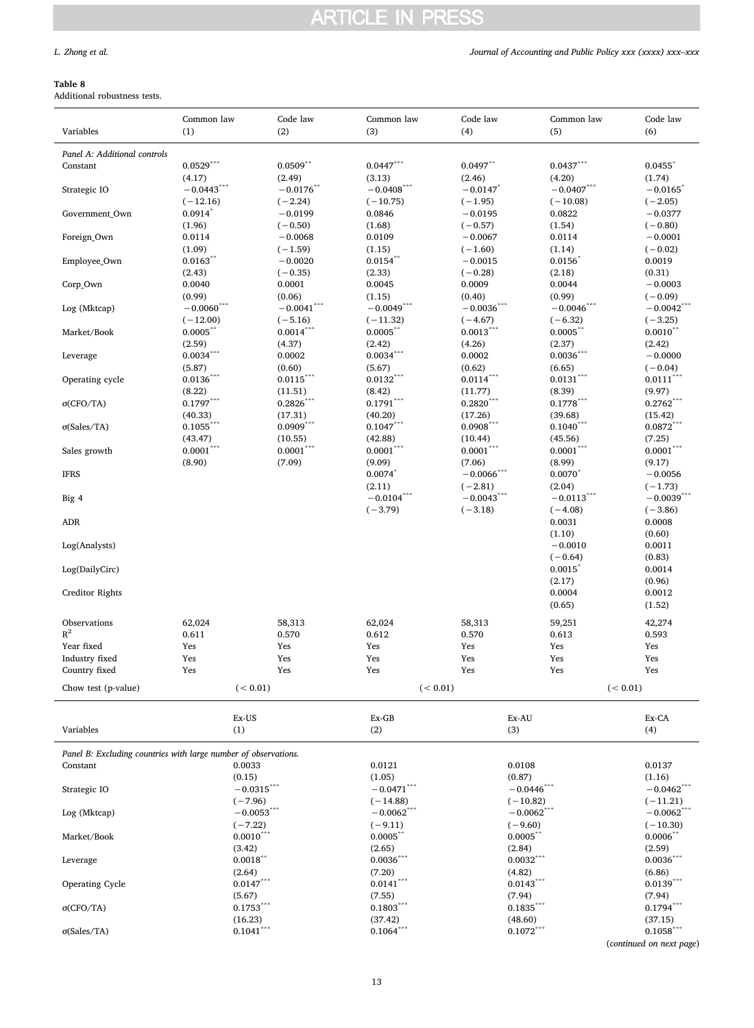**Table 8**
Additional robustness tests.

| Variables | Common law (1) | Code law (2) | Common law (3) | Code law (4) | Common law (5) | Code law (6) |
|---|---|---|---|---|---|---|
| *Panel A: Additional controls* | | | | | | |
| Constant | 0.0529*** | 0.0509** | 0.0447*** | 0.0497** | 0.0437*** | 0.0455* |
| | (4.17) | (2.49) | (3.13) | (2.46) | (4.20) | (1.74) |
| Strategic IO | −0.0443*** | −0.0176** | −0.0408*** | −0.0147* | −0.0407*** | −0.0165* |
| | (−12.16) | (−2.24) | (−10.75) | (−1.95) | (−10.08) | (−2.05) |
| Government_Own | 0.0914* | −0.0199 | 0.0846 | −0.0195 | 0.0822 | −0.0377 |
| | (1.96) | (−0.50) | (1.68) | (−0.57) | (1.54) | (−0.80) |
| Foreign_Own | 0.0114 | −0.0068 | 0.0109 | −0.0067 | 0.0114 | −0.0001 |
| | (1.09) | (−1.59) | (1.15) | (−1.60) | (1.14) | (−0.02) |
| Employee_Own | 0.0163** | −0.0020 | 0.0154** | −0.0015 | 0.0156* | 0.0019 |
| | (2.43) | (−0.35) | (2.33) | (−0.28) | (2.18) | (0.31) |
| Corp_Own | 0.0040 | 0.0001 | 0.0045 | 0.0009 | 0.0044 | −0.0003 |
| | (0.99) | (0.06) | (1.15) | (0.40) | (0.99) | (−0.09) |
| Log (Mktcap) | −0.0060*** | −0.0041*** | −0.0049*** | −0.0036*** | −0.0046*** | −0.0042*** |
| | (−12.00) | (−5.16) | (−11.32) | (−4.67) | (−6.32) | (−3.25) |
| Market/Book | 0.0005** | 0.0014*** | 0.0005** | 0.0013*** | 0.0005** | 0.0010** |
| | (2.59) | (4.37) | (2.42) | (4.26) | (2.37) | (2.42) |
| Leverage | 0.0034*** | 0.0002 | 0.0034*** | 0.0002 | 0.0036*** | −0.0000 |
| | (5.87) | (0.60) | (5.67) | (0.62) | (6.65) | (−0.04) |
| Operating cycle | 0.0136*** | 0.0115*** | 0.0132*** | 0.0114*** | 0.0131*** | 0.0111*** |
| | (8.22) | (11.51) | (8.42) | (11.77) | (8.39) | (9.97) |
| σ(CFO/TA) | 0.1797*** | 0.2826*** | 0.1791*** | 0.2820*** | 0.1778*** | 0.2762*** |
| | (40.33) | (17.31) | (40.20) | (17.26) | (39.68) | (15.42) |
| σ(Sales/TA) | 0.1055*** | 0.0909*** | 0.1047*** | 0.0908*** | 0.1040*** | 0.0872*** |
| | (43.47) | (10.55) | (42.88) | (10.44) | (45.56) | (7.25) |
| Sales growth | 0.0001*** | 0.0001*** | 0.0001*** | 0.0001*** | 0.0001*** | 0.0001*** |
| | (8.90) | (7.09) | (9.09) | (7.06) | (8.99) | (9.17) |
| IFRS | | | 0.0074* | −0.0066*** | 0.0070* | −0.0056 |
| | | | (2.11) | (−2.81) | (2.04) | (−1.73) |
| Big 4 | | | −0.0104*** | −0.0043*** | −0.0113*** | −0.0039*** |
| | | | (−3.79) | (−3.18) | (−4.08) | (−3.86) |
| ADR | | | | | 0.0031 | 0.0008 |
| | | | | | (1.10) | (0.60) |
| Log(Analysts) | | | | | −0.0010 | 0.0011 |
| | | | | | (−0.64) | (0.83) |
| Log(DailyCirc) | | | | | 0.0015* | 0.0014 |
| | | | | | (2.17) | (0.96) |
| Creditor Rights | | | | | 0.0004 | 0.0012 |
| | | | | | (0.65) | (1.52) |
| Observations | 62,024 | 58,313 | 62,024 | 58,313 | 59,251 | 42,274 |
| $R^2$ | 0.611 | 0.570 | 0.612 | 0.570 | 0.613 | 0.593 |
| Year fixed | Yes | Yes | Yes | Yes | Yes | Yes |
| Industry fixed | Yes | Yes | Yes | Yes | Yes | Yes |
| Country fixed | Yes | Yes | Yes | Yes | Yes | Yes |
| Chow test (p-value) | (< 0.01) | | (< 0.01) | | (< 0.01) | |

| Variables | Ex-US (1) | Ex-GB (2) | Ex-AU (3) | Ex-CA (4) |
|---|---|---|---|---|
| *Panel B: Excluding countries with large number of observations.* | | | | |
| Constant | 0.0033 | 0.0121 | 0.0108 | 0.0137 |
| | (0.15) | (1.05) | (0.87) | (1.16) |
| Strategic IO | −0.0315*** | −0.0471*** | −0.0446*** | −0.0462*** |
| | (−7.96) | (−14.88) | (−10.82) | (−11.21) |
| Log (Mktcap) | −0.0053*** | −0.0062*** | −0.0062*** | −0.0062*** |
| | (−7.22) | (−9.11) | (−9.60) | (−10.30) |
| Market/Book | 0.0010*** | 0.0005** | 0.0005** | 0.0006** |
| | (3.42) | (2.65) | (2.84) | (2.59) |
| Leverage | 0.0018** | 0.0036*** | 0.0032*** | 0.0036*** |
| | (2.64) | (7.20) | (4.82) | (6.86) |
| Operating Cycle | 0.0147*** | 0.0141*** | 0.0143*** | 0.0139*** |
| | (5.67) | (7.55) | (7.94) | (7.94) |
| σ(CFO/TA) | 0.1753*** | 0.1803*** | 0.1835*** | 0.1794*** |
| | (16.23) | (37.42) | (48.60) | (37.15) |
| σ(Sales/TA) | 0.1041*** | 0.1064*** | 0.1072*** | 0.1058*** |

(*continued on next page*)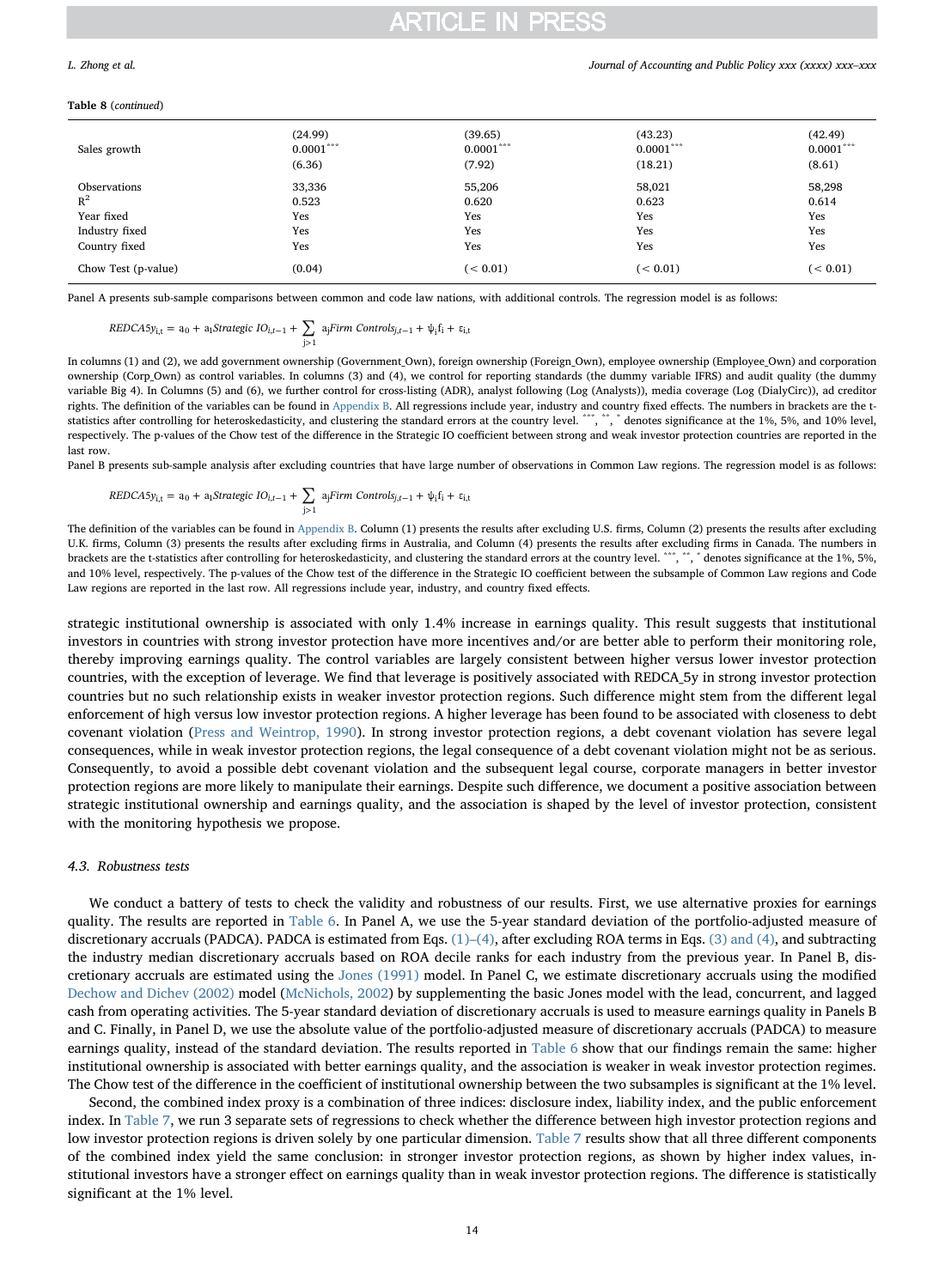**Table 8** (*continued*)

| | | | | |
|---|---|---|---|---|
| | (24.99) | (39.65) | (43.23) | (42.49) |
| Sales growth | 0.0001*** | 0.0001*** | 0.0001*** | 0.0001*** |
| | (6.36) | (7.92) | (18.21) | (8.61) |
| Observations | 33,336 | 55,206 | 58,021 | 58,298 |
| $R^2$ | 0.523 | 0.620 | 0.623 | 0.614 |
| Year fixed | Yes | Yes | Yes | Yes |
| Industry fixed | Yes | Yes | Yes | Yes |
| Country fixed | Yes | Yes | Yes | Yes |
| Chow Test (p-value) | (0.04) | (< 0.01) | (< 0.01) | (< 0.01) |

Panel A presents sub-sample comparisons between common and code law nations, with additional controls. The regression model is as follows:

$$REDCA5y_{i,t} = a_0 + a_1 Strategic\ IO_{i,t-1} + \sum_{j>1} a_j Firm\ Controls_{j,t-1} + \psi_i f_i + \varepsilon_{i,t}$$

In columns (1) and (2), we add government ownership (Government_Own), foreign ownership (Foreign_Own), employee ownership (Employee_Own) and corporation ownership (Corp_Own) as control variables. In columns (3) and (4), we control for reporting standards (the dummy variable IFRS) and audit quality (the dummy variable Big 4). In Columns (5) and (6), we further control for cross-listing (ADR), analyst following (Log (Analysts)), media coverage (Log (DialyCirc)), ad creditor rights. The definition of the variables can be found in Appendix B. All regressions include year, industry and country fixed effects. The numbers in brackets are the t-statistics after controlling for heteroskedasticity, and clustering the standard errors at the country level. ***, **, * denotes significance at the 1%, 5%, and 10% level, respectively. The p-values of the Chow test of the difference in the Strategic IO coefficient between strong and weak investor protection countries are reported in the last row.

Panel B presents sub-sample analysis after excluding countries that have large number of observations in Common Law regions. The regression model is as follows:

$$REDCA5y_{i,t} = a_0 + a_1 Strategic\ IO_{i,t-1} + \sum_{j>1} a_j Firm\ Controls_{j,t-1} + \psi_i f_i + \varepsilon_{i,t}$$

The definition of the variables can be found in Appendix B. Column (1) presents the results after excluding U.S. firms, Column (2) presents the results after excluding U.K. firms, Column (3) presents the results after excluding firms in Australia, and Column (4) presents the results after excluding firms in Canada. The numbers in brackets are the t-statistics after controlling for heteroskedasticity, and clustering the standard errors at the country level. ***, **, * denotes significance at the 1%, 5%, and 10% level, respectively. The p-values of the Chow test of the difference in the Strategic IO coefficient between the subsample of Common Law regions and Code Law regions are reported in the last row. All regressions include year, industry, and country fixed effects.

strategic institutional ownership is associated with only 1.4% increase in earnings quality. This result suggests that institutional investors in countries with strong investor protection have more incentives and/or are better able to perform their monitoring role, thereby improving earnings quality. The control variables are largely consistent between higher versus lower investor protection countries, with the exception of leverage. We find that leverage is positively associated with REDCA_5y in strong investor protection countries but no such relationship exists in weaker investor protection regions. Such difference might stem from the different legal enforcement of high versus low investor protection regions. A higher leverage has been found to be associated with closeness to debt covenant violation (Press and Weintrop, 1990). In strong investor protection regions, a debt covenant violation has severe legal consequences, while in weak investor protection regions, the legal consequence of a debt covenant violation might not be as serious. Consequently, to avoid a possible debt covenant violation and the subsequent legal course, corporate managers in better investor protection regions are more likely to manipulate their earnings. Despite such difference, we document a positive association between strategic institutional ownership and earnings quality, and the association is shaped by the level of investor protection, consistent with the monitoring hypothesis we propose.

### 4.3. Robustness tests

We conduct a battery of tests to check the validity and robustness of our results. First, we use alternative proxies for earnings quality. The results are reported in Table 6. In Panel A, we use the 5-year standard deviation of the portfolio-adjusted measure of discretionary accruals (PADCA). PADCA is estimated from Eqs. (1)–(4), after excluding ROA terms in Eqs. (3) and (4), and subtracting the industry median discretionary accruals based on ROA decile ranks for each industry from the previous year. In Panel B, discretionary accruals are estimated using the Jones (1991) model. In Panel C, we estimate discretionary accruals using the modified Dechow and Dichev (2002) model (McNichols, 2002) by supplementing the basic Jones model with the lead, concurrent, and lagged cash from operating activities. The 5-year standard deviation of discretionary accruals is used to measure earnings quality in Panels B and C. Finally, in Panel D, we use the absolute value of the portfolio-adjusted measure of discretionary accruals (PADCA) to measure earnings quality, instead of the standard deviation. The results reported in Table 6 show that our findings remain the same: higher institutional ownership is associated with better earnings quality, and the association is weaker in weak investor protection regimes. The Chow test of the difference in the coefficient of institutional ownership between the two subsamples is significant at the 1% level.

Second, the combined index proxy is a combination of three indices: disclosure index, liability index, and the public enforcement index. In Table 7, we run 3 separate sets of regressions to check whether the difference between high investor protection regions and low investor protection regions is driven solely by one particular dimension. Table 7 results show that all three different components of the combined index yield the same conclusion: in stronger investor protection regions, as shown by higher index values, institutional investors have a stronger effect on earnings quality than in weak investor protection regions. The difference is statistically significant at the 1% level.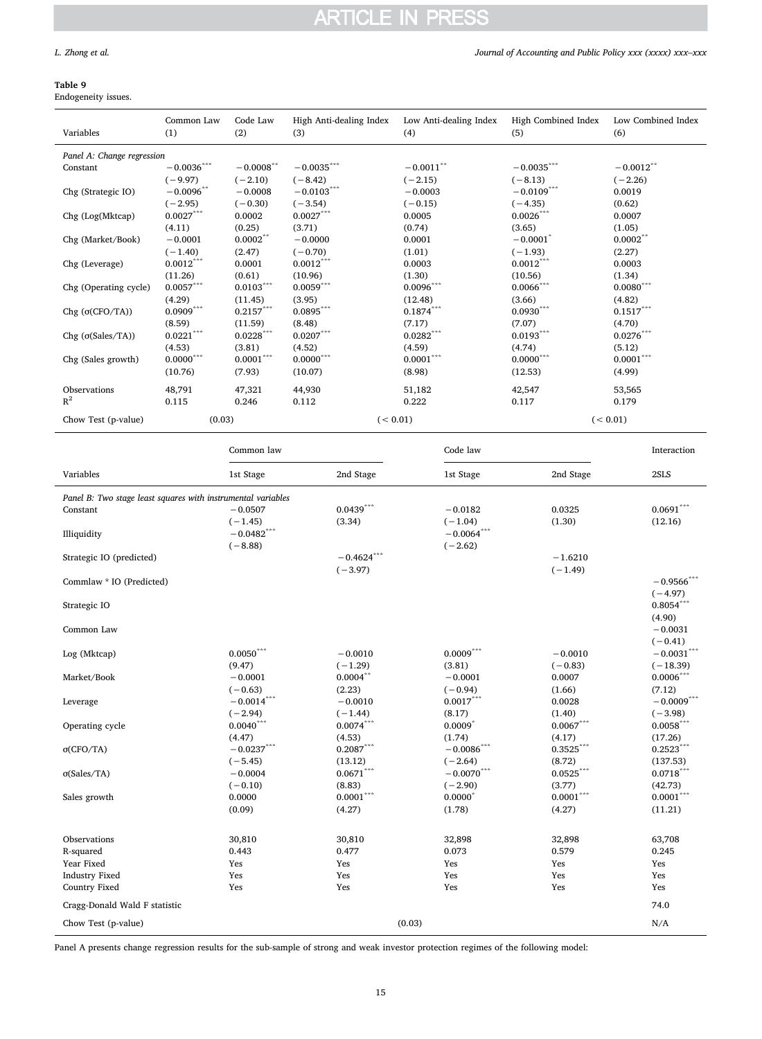**Table 9**
Endogeneity issues.

| Variables | Common Law (1) | Code Law (2) | High Anti-dealing Index (3) | Low Anti-dealing Index (4) | High Combined Index (5) | Low Combined Index (6) |
|---|---|---|---|---|---|---|
| *Panel A: Change regression* | | | | | | |
| Constant | −0.0036*** | −0.0008** | −0.0035*** | −0.0011** | −0.0035*** | −0.0012** |
| | (−9.97) | (−2.10) | (−8.42) | (−2.15) | (−8.13) | (−2.26) |
| Chg (Strategic IO) | −0.0096** | −0.0008 | −0.0103*** | −0.0003 | −0.0109*** | 0.0019 |
| | (−2.95) | (−0.30) | (−3.54) | (−0.15) | (−4.35) | (0.62) |
| Chg (Log(Mktcap) | 0.0027*** | 0.0002 | 0.0027*** | 0.0005 | 0.0026*** | 0.0007 |
| | (4.11) | (0.25) | (3.71) | (0.74) | (3.65) | (1.05) |
| Chg (Market/Book) | −0.0001 | 0.0002** | −0.0000 | 0.0001 | −0.0001* | 0.0002** |
| | (−1.40) | (2.47) | (−0.70) | (1.01) | (−1.93) | (2.27) |
| Chg (Leverage) | 0.0012*** | 0.0001 | 0.0012*** | 0.0003 | 0.0012*** | 0.0003 |
| | (11.26) | (0.61) | (10.96) | (1.30) | (10.56) | (1.34) |
| Chg (Operating cycle) | 0.0057*** | 0.0103*** | 0.0059*** | 0.0096*** | 0.0066*** | 0.0080*** |
| | (4.29) | (11.45) | (3.95) | (12.48) | (3.66) | (4.82) |
| Chg (σ(CFO/TA)) | 0.0909*** | 0.2157*** | 0.0895*** | 0.1874*** | 0.0930*** | 0.1517*** |
| | (8.59) | (11.59) | (8.48) | (7.17) | (7.07) | (4.70) |
| Chg (σ(Sales/TA)) | 0.0221*** | 0.0228*** | 0.0207*** | 0.0282*** | 0.0193*** | 0.0276*** |
| | (4.53) | (3.81) | (4.52) | (4.59) | (4.74) | (5.12) |
| Chg (Sales growth) | 0.0000*** | 0.0001*** | 0.0000*** | 0.0001*** | 0.0000*** | 0.0001*** |
| | (10.76) | (7.93) | (10.07) | (8.98) | (12.53) | (4.99) |
| Observations | 48,791 | 47,321 | 44,930 | 51,182 | 42,547 | 53,565 |
| $R^2$ | 0.115 | 0.246 | 0.112 | 0.222 | 0.117 | 0.179 |
| Chow Test (p-value) | (0.03) | | (< 0.01) | | (< 0.01) | |

| | Common law | | Code law | | Interaction |
|---|---|---|---|---|---|
| Variables | 1st Stage | 2nd Stage | 1st Stage | 2nd Stage | 2SLS |
| *Panel B: Two stage least squares with instrumental variables* | | | | | |
| Constant | −0.0507 | 0.0439*** | −0.0182 | 0.0325 | 0.0691*** |
| | (−1.45) | (3.34) | (−1.04) | (1.30) | (12.16) |
| Illiquidity | −0.0482*** | | −0.0064*** | | |
| | (−8.88) | | (−2.62) | | |
| Strategic IO (predicted) | | −0.4624*** | | −1.6210 | |
| | | (−3.97) | | (−1.49) | |
| Commlaw * IO (Predicted) | | | | | −0.9566*** |
| | | | | | (−4.97) |
| Strategic IO | | | | | 0.8054*** |
| | | | | | (4.90) |
| Common Law | | | | | −0.0031 |
| | | | | | (−0.41) |
| Log (Mktcap) | 0.0050*** | −0.0010 | 0.0009*** | −0.0010 | −0.0031*** |
| | (9.47) | (−1.29) | (3.81) | (−0.83) | (−18.39) |
| Market/Book | −0.0001 | 0.0004** | −0.0001 | 0.0007 | 0.0006*** |
| | (−0.63) | (2.23) | (−0.94) | (1.66) | (7.12) |
| Leverage | −0.0014*** | −0.0010 | 0.0017*** | 0.0028 | −0.0009*** |
| | (−2.94) | (−1.44) | (8.17) | (1.40) | (−3.98) |
| Operating cycle | 0.0040*** | 0.0074*** | 0.0009* | 0.0067*** | 0.0058*** |
| | (4.47) | (4.53) | (1.74) | (4.17) | (17.26) |
| σ(CFO/TA) | −0.0237*** | 0.2087*** | −0.0086*** | 0.3525*** | 0.2523*** |
| | (−5.45) | (13.12) | (−2.64) | (8.72) | (137.53) |
| σ(Sales/TA) | −0.0004 | 0.0671*** | −0.0070*** | 0.0525*** | 0.0718*** |
| | (−0.10) | (8.83) | (−2.90) | (3.77) | (42.73) |
| Sales growth | 0.0000 | 0.0001*** | 0.0000* | 0.0001*** | 0.0001*** |
| | (0.09) | (4.27) | (1.78) | (4.27) | (11.21) |
| Observations | 30,810 | 30,810 | 32,898 | 32,898 | 63,708 |
| R-squared | 0.443 | 0.477 | 0.073 | 0.579 | 0.245 |
| Year Fixed | Yes | Yes | Yes | Yes | Yes |
| Industry Fixed | Yes | Yes | Yes | Yes | Yes |
| Country Fixed | Yes | Yes | Yes | Yes | Yes |
| Cragg-Donald Wald F statistic | | | | | 74.0 |
| Chow Test (p-value) | | | (0.03) | | N/A |

Panel A presents change regression results for the sub-sample of strong and weak investor protection regimes of the following model: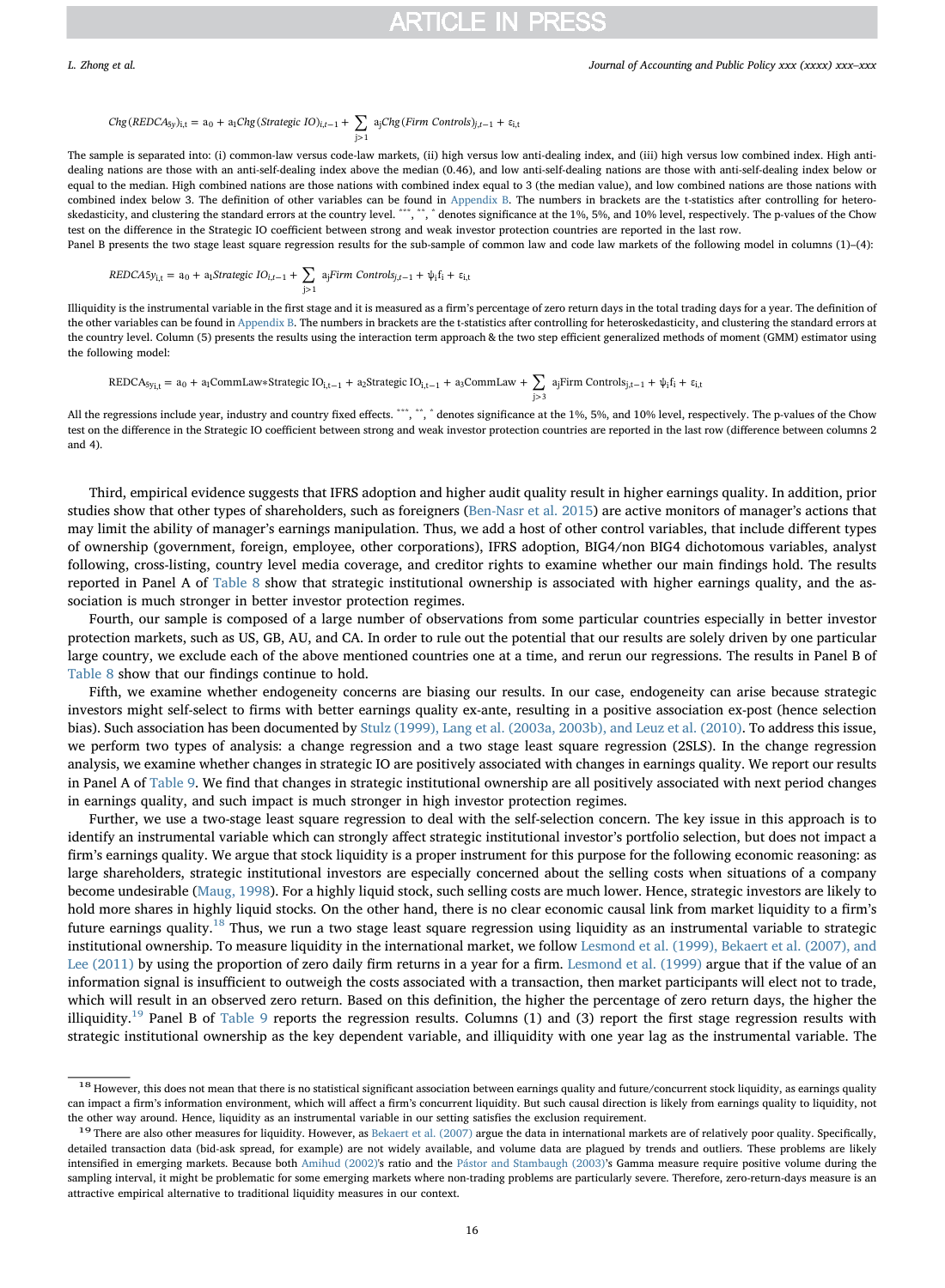$$Chg(REDCA_{5y})_{i,t} = a_0 + a_1 Chg(Strategic\ IO)_{i,t-1} + \sum_{j>1} a_j Chg(Firm\ Controls)_{j,t-1} + \varepsilon_{i,t}$$

The sample is separated into: (i) common-law versus code-law markets, (ii) high versus low anti-dealing index, and (iii) high versus low combined index. High anti-dealing nations are those with an anti-self-dealing index above the median (0.46), and low anti-self-dealing nations are those with anti-self-dealing index below or equal to the median. High combined nations are those nations with combined index equal to 3 (the median value), and low combined nations are those nations with combined index below 3. The definition of other variables can be found in Appendix B. The numbers in brackets are the t-statistics after controlling for heteroskedasticity, and clustering the standard errors at the country level. ***, **, * denotes significance at the 1%, 5%, and 10% level, respectively. The p-values of the Chow test on the difference in the Strategic IO coefficient between strong and weak investor protection countries are reported in the last row.

Panel B presents the two stage least square regression results for the sub-sample of common law and code law markets of the following model in columns (1)–(4):

$$REDCA5y_{i,t} = a_0 + a_1 Strategic\ IO_{i,t-1} + \sum_{j>1} a_j Firm\ Controls_{j,t-1} + \psi_i f_i + \varepsilon_{i,t}$$

Illiquidity is the instrumental variable in the first stage and it is measured as a firm's percentage of zero return days in the total trading days for a year. The definition of the other variables can be found in Appendix B. The numbers in brackets are the t-statistics after controlling for heteroskedasticity, and clustering the standard errors at the country level. Column (5) presents the results using the interaction term approach & the two step efficient generalized methods of moment (GMM) estimator using the following model:

$$REDCA_{5y\,i,t} = a_0 + a_1 CommLaw * Strategic\ IO_{i,t-1} + a_2 Strategic\ IO_{i,t-1} + a_3 CommLaw + \sum_{j>3} a_j Firm\ Controls_{j,t-1} + \psi_i f_i + \varepsilon_{i,t}$$

All the regressions include year, industry and country fixed effects. ***, **, * denotes significance at the 1%, 5%, and 10% level, respectively. The p-values of the Chow test on the difference in the Strategic IO coefficient between strong and weak investor protection countries are reported in the last row (difference between columns 2 and 4).

Third, empirical evidence suggests that IFRS adoption and higher audit quality result in higher earnings quality. In addition, prior studies show that other types of shareholders, such as foreigners (Ben-Nasr et al. 2015) are active monitors of manager's actions that may limit the ability of manager's earnings manipulation. Thus, we add a host of other control variables, that include different types of ownership (government, foreign, employee, other corporations), IFRS adoption, BIG4/non BIG4 dichotomous variables, analyst following, cross-listing, country level media coverage, and creditor rights to examine whether our main findings hold. The results reported in Panel A of Table 8 show that strategic institutional ownership is associated with higher earnings quality, and the association is much stronger in better investor protection regimes.

Fourth, our sample is composed of a large number of observations from some particular countries especially in better investor protection markets, such as US, GB, AU, and CA. In order to rule out the potential that our results are solely driven by one particular large country, we exclude each of the above mentioned countries one at a time, and rerun our regressions. The results in Panel B of Table 8 show that our findings continue to hold.

Fifth, we examine whether endogeneity concerns are biasing our results. In our case, endogeneity can arise because strategic investors might self-select to firms with better earnings quality ex-ante, resulting in a positive association ex-post (hence selection bias). Such association has been documented by Stulz (1999), Lang et al. (2003a, 2003b), and Leuz et al. (2010). To address this issue, we perform two types of analysis: a change regression and a two stage least square regression (2SLS). In the change regression analysis, we examine whether changes in strategic IO are positively associated with changes in earnings quality. We report our results in Panel A of Table 9. We find that changes in strategic institutional ownership are all positively associated with next period changes in earnings quality, and such impact is much stronger in high investor protection regimes.

Further, we use a two-stage least square regression to deal with the self-selection concern. The key issue in this approach is to identify an instrumental variable which can strongly affect strategic institutional investor's portfolio selection, but does not impact a firm's earnings quality. We argue that stock liquidity is a proper instrument for this purpose for the following economic reasoning: as large shareholders, strategic institutional investors are especially concerned about the selling costs when situations of a company become undesirable (Maug, 1998). For a highly liquid stock, such selling costs are much lower. Hence, strategic investors are likely to hold more shares in highly liquid stocks. On the other hand, there is no clear economic causal link from market liquidity to a firm's future earnings quality.[18] Thus, we run a two stage least square regression using liquidity as an instrumental variable to strategic institutional ownership. To measure liquidity in the international market, we follow Lesmond et al. (1999), Bekaert et al. (2007), and Lee (2011) by using the proportion of zero daily firm returns in a year for a firm. Lesmond et al. (1999) argue that if the value of an information signal is insufficient to outweigh the costs associated with a transaction, then market participants will elect not to trade, which will result in an observed zero return. Based on this definition, the higher the percentage of zero return days, the higher the illiquidity.[19] Panel B of Table 9 reports the regression results. Columns (1) and (3) report the first stage regression results with strategic institutional ownership as the key dependent variable, and illiquidity with one year lag as the instrumental variable. The

[18] However, this does not mean that there is no statistical significant association between earnings quality and future/concurrent stock liquidity, as earnings quality can impact a firm's information environment, which will affect a firm's concurrent liquidity. But such causal direction is likely from earnings quality to liquidity, not the other way around. Hence, liquidity as an instrumental variable in our setting satisfies the exclusion requirement.

[19] There are also other measures for liquidity. However, as Bekaert et al. (2007) argue the data in international markets are of relatively poor quality. Specifically, detailed transaction data (bid-ask spread, for example) are not widely available, and volume data are plagued by trends and outliers. These problems are likely intensified in emerging markets. Because both Amihud (2002)'s ratio and the Pástor and Stambaugh (2003)'s Gamma measure require positive volume during the sampling interval, it might be problematic for some emerging markets where non-trading problems are particularly severe. Therefore, zero-return-days measure is an attractive empirical alternative to traditional liquidity measures in our context.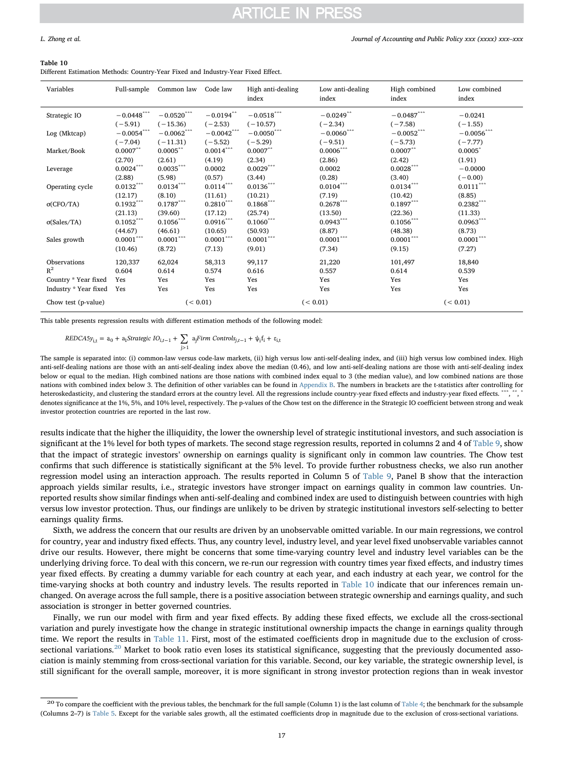**Table 10**
Different Estimation Methods: Country-Year Fixed and Industry-Year Fixed Effect.

| Variables | Full-sample | Common law | Code law | High anti-dealing index | Low anti-dealing index | High combined index | Low combined index |
|---|---|---|---|---|---|---|---|
| Strategic IO | −0.0448*** | −0.0520*** | −0.0194** | −0.0518*** | −0.0249** | −0.0487*** | −0.0241 |
| | (−5.91) | (−15.36) | (−2.53) | (−10.57) | (−2.34) | (−7.58) | (−1.55) |
| Log (Mktcap) | −0.0054*** | −0.0062*** | −0.0042*** | −0.0050*** | −0.0060*** | −0.0052*** | −0.0056*** |
| | (−7.04) | (−11.31) | (−5.52) | (−5.29) | (−9.51) | (−5.73) | (−7.77) |
| Market/Book | 0.0007** | 0.0005** | 0.0014*** | 0.0007** | 0.0006*** | 0.0007** | 0.0005* |
| | (2.70) | (2.61) | (4.19) | (2.34) | (2.86) | (2.42) | (1.91) |
| Leverage | 0.0024*** | 0.0035*** | 0.0002 | 0.0029*** | 0.0002 | 0.0028*** | −0.0000 |
| | (2.88) | (5.98) | (0.57) | (3.44) | (0.28) | (3.40) | (−0.00) |
| Operating cycle | 0.0132*** | 0.0134*** | 0.0114*** | 0.0136*** | 0.0104*** | 0.0134*** | 0.0111*** |
| | (12.17) | (8.10) | (11.61) | (10.21) | (7.19) | (10.42) | (8.85) |
| σ(CFO/TA) | 0.1932*** | 0.1787*** | 0.2810*** | 0.1868*** | 0.2678*** | 0.1897*** | 0.2382*** |
| | (21.13) | (39.60) | (17.12) | (25.74) | (13.50) | (22.36) | (11.33) |
| σ(Sales/TA) | 0.1052*** | 0.1056*** | 0.0916*** | 0.1060*** | 0.0943*** | 0.1056*** | 0.0963*** |
| | (44.67) | (46.61) | (10.65) | (50.93) | (8.87) | (48.38) | (8.73) |
| Sales growth | 0.0001*** | 0.0001*** | 0.0001*** | 0.0001*** | 0.0001*** | 0.0001*** | 0.0001*** |
| | (10.46) | (8.72) | (7.13) | (9.01) | (7.34) | (9.15) | (7.27) |
| Observations | 120,337 | 62,024 | 58,313 | 99,117 | 21,220 | 101,497 | 18,840 |
| $R^2$ | 0.604 | 0.614 | 0.574 | 0.616 | 0.557 | 0.614 | 0.539 |
| Country * Year fixed | Yes | Yes | Yes | Yes | Yes | Yes | Yes |
| Industry * Year fixed | Yes | Yes | Yes | Yes | Yes | Yes | Yes |
| Chow test (p-value) | | (< 0.01) | | (< 0.01) | | (< 0.01) | |

This table presents regression results with different estimation methods of the following model:

$$REDCA5y_{i,t} = a_0 + a_1 Strategic\ IO_{i,t-1} + \sum_{j>1} a_j Firm\ Controls_{j,t-1} + \psi_i f_i + \varepsilon_{i,t}$$

The sample is separated into: (i) common-law versus code-law markets, (ii) high versus low anti-self-dealing index, and (iii) high versus low combined index. High anti-self-dealing nations are those with an anti-self-dealing index above the median (0.46), and low anti-self-dealing nations are those with anti-self-dealing index below or equal to the median. High combined nations are those nations with combined index equal to 3 (the median value), and low combined nations are those nations with combined index below 3. The definition of other variables can be found in Appendix B. The numbers in brackets are the t-statistics after controlling for heteroskedasticity, and clustering the standard errors at the country level. All the regressions include country-year fixed effects and industry-year fixed effects. ***, **, * denotes significance at the 1%, 5%, and 10% level, respectively. The p-values of the Chow test on the difference in the Strategic IO coefficient between strong and weak investor protection countries are reported in the last row.

results indicate that the higher the illiquidity, the lower the ownership level of strategic institutional investors, and such association is significant at the 1% level for both types of markets. The second stage regression results, reported in columns 2 and 4 of Table 9, show that the impact of strategic investors' ownership on earnings quality is significant only in common law countries. The Chow test confirms that such difference is statistically significant at the 5% level. To provide further robustness checks, we also run another regression model using an interaction approach. The results reported in Column 5 of Table 9, Panel B show that the interaction approach yields similar results, i.e., strategic investors have stronger impact on earnings quality in common law countries. Unreported results show similar findings when anti-self-dealing and combined index are used to distinguish between countries with high versus low investor protection. Thus, our findings are unlikely to be driven by strategic institutional investors self-selecting to better earnings quality firms.

Sixth, we address the concern that our results are driven by an unobservable omitted variable. In our main regressions, we control for country, year and industry fixed effects. Thus, any country level, industry level, and year level fixed unobservable variables cannot drive our results. However, there might be concerns that some time-varying country level and industry level variables can be the underlying driving force. To deal with this concern, we re-run our regression with country times year fixed effects, and industry times year fixed effects. By creating a dummy variable for each country at each year, and each industry at each year, we control for the time-varying shocks at both country and industry levels. The results reported in Table 10 indicate that our inferences remain unchanged. On average across the full sample, there is a positive association between strategic ownership and earnings quality, and such association is stronger in better governed countries.

Finally, we run our model with firm and year fixed effects. By adding these fixed effects, we exclude all the cross-sectional variation and purely investigate how the change in strategic institutional ownership impacts the change in earnings quality through time. We report the results in Table 11. First, most of the estimated coefficients drop in magnitude due to the exclusion of cross-sectional variations.[20] Market to book ratio even loses its statistical significance, suggesting that the previously documented association is mainly stemming from cross-sectional variation for this variable. Second, our key variable, the strategic ownership level, is still significant for the overall sample, moreover, it is more significant in strong investor protection regions than in weak investor

[20] To compare the coefficient with the previous tables, the benchmark for the full sample (Column 1) is the last column of Table 4; the benchmark for the subsample (Columns 2–7) is Table 5. Except for the variable sales growth, all the estimated coefficients drop in magnitude due to the exclusion of cross-sectional variations.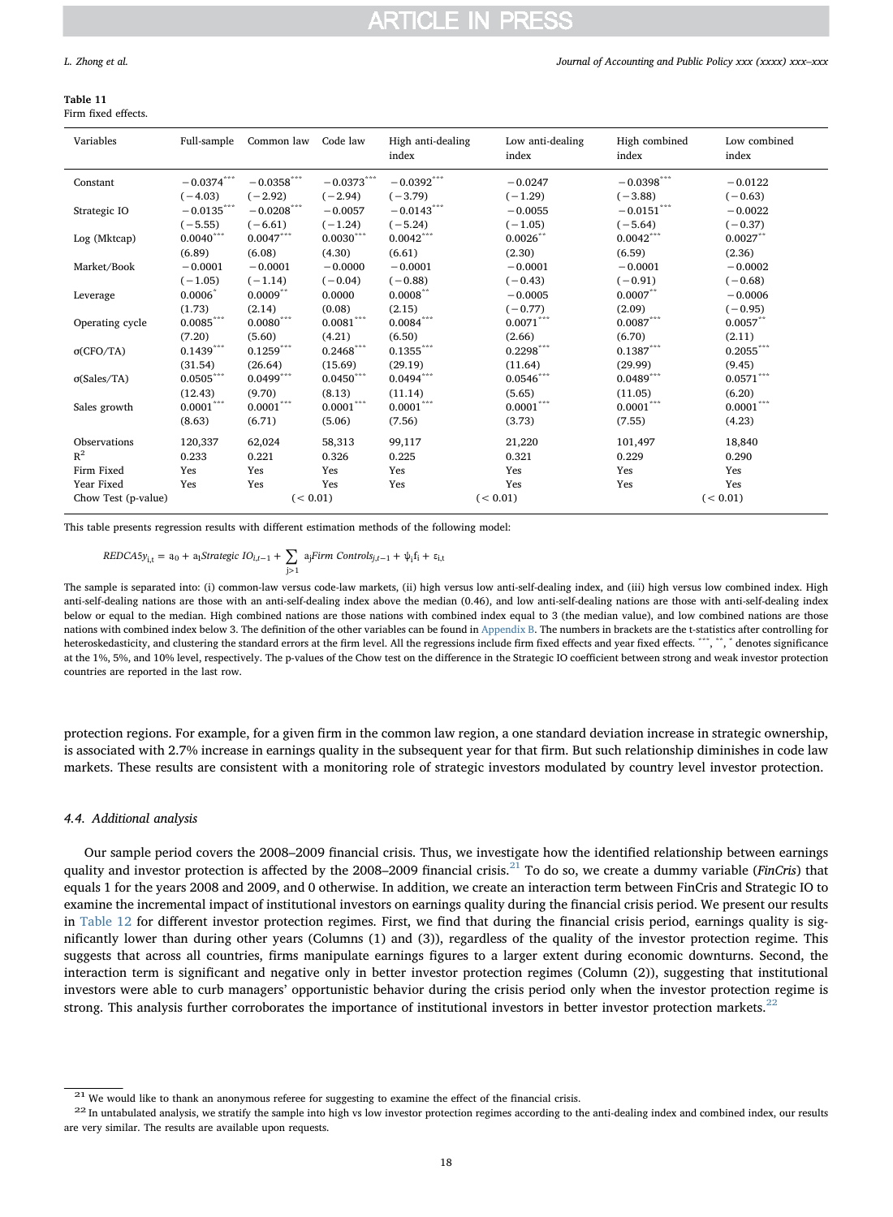**Table 11**
Firm fixed effects.

| Variables | Full-sample | Common law | Code law | High anti-dealing index | Low anti-dealing index | High combined index | Low combined index |
|---|---|---|---|---|---|---|---|
| Constant | −0.0374*** | −0.0358*** | −0.0373*** | −0.0392*** | −0.0247 | −0.0398*** | −0.0122 |
| | (−4.03) | (−2.92) | (−2.94) | (−3.79) | (−1.29) | (−3.88) | (−0.63) |
| Strategic IO | −0.0135*** | −0.0208*** | −0.0057 | −0.0143*** | −0.0055 | −0.0151*** | −0.0022 |
| | (−5.55) | (−6.61) | (−1.24) | (−5.24) | (−1.05) | (−5.64) | (−0.37) |
| Log (Mktcap) | 0.0040*** | 0.0047*** | 0.0030*** | 0.0042*** | 0.0026** | 0.0042*** | 0.0027** |
| | (6.89) | (6.08) | (4.30) | (6.61) | (2.30) | (6.59) | (2.36) |
| Market/Book | −0.0001 | −0.0001 | −0.0000 | −0.0001 | −0.0001 | −0.0001 | −0.0002 |
| | (−1.05) | (−1.14) | (−0.04) | (−0.88) | (−0.43) | (−0.91) | (−0.68) |
| Leverage | 0.0006* | 0.0009** | 0.0000 | 0.0008** | −0.0005 | 0.0007** | −0.0006 |
| | (1.73) | (2.14) | (0.08) | (2.15) | (−0.77) | (2.09) | (−0.95) |
| Operating cycle | 0.0085*** | 0.0080*** | 0.0081*** | 0.0084*** | 0.0071*** | 0.0087*** | 0.0057** |
| | (7.20) | (5.60) | (4.21) | (6.50) | (2.66) | (6.70) | (2.11) |
| σ(CFO/TA) | 0.1439*** | 0.1259*** | 0.2468*** | 0.1355*** | 0.2298*** | 0.1387*** | 0.2055*** |
| | (31.54) | (26.64) | (15.69) | (29.19) | (11.64) | (29.99) | (9.45) |
| σ(Sales/TA) | 0.0505*** | 0.0499*** | 0.0450*** | 0.0494*** | 0.0546*** | 0.0489*** | 0.0571*** |
| | (12.43) | (9.70) | (8.13) | (11.14) | (5.65) | (11.05) | (6.20) |
| Sales growth | 0.0001*** | 0.0001*** | 0.0001*** | 0.0001*** | 0.0001*** | 0.0001*** | 0.0001*** |
| | (8.63) | (6.71) | (5.06) | (7.56) | (3.73) | (7.55) | (4.23) |
| Observations | 120,337 | 62,024 | 58,313 | 99,117 | 21,220 | 101,497 | 18,840 |
| $R^2$ | 0.233 | 0.221 | 0.326 | 0.225 | 0.321 | 0.229 | 0.290 |
| Firm Fixed | Yes | Yes | Yes | Yes | Yes | Yes | Yes |
| Year Fixed | Yes | Yes | Yes | Yes | Yes | Yes | Yes |
| Chow Test (p-value) | | (< 0.01) | | (< 0.01) | | (< 0.01) | |

This table presents regression results with different estimation methods of the following model:

$$REDCA5y_{i,t} = a_0 + a_1 Strategic\ IO_{i,t-1} + \sum_{j>1} a_j Firm\ Controls_{j,t-1} + \psi_i f_i + \varepsilon_{i,t}$$

The sample is separated into: (i) common-law versus code-law markets, (ii) high versus low anti-self-dealing index, and (iii) high versus low combined index. High anti-self-dealing nations are those with an anti-self-dealing index above the median (0.46), and low anti-self-dealing nations are those with anti-self-dealing index below or equal to the median. High combined nations are those nations with combined index equal to 3 (the median value), and low combined nations are those nations with combined index below 3. The definition of the other variables can be found in Appendix B. The numbers in brackets are the t-statistics after controlling for heteroskedasticity, and clustering the standard errors at the firm level. All the regressions include firm fixed effects and year fixed effects. ***, **, * denotes significance at the 1%, 5%, and 10% level, respectively. The p-values of the Chow test on the difference in the Strategic IO coefficient between strong and weak investor protection countries are reported in the last row.

protection regions. For example, for a given firm in the common law region, a one standard deviation increase in strategic ownership, is associated with 2.7% increase in earnings quality in the subsequent year for that firm. But such relationship diminishes in code law markets. These results are consistent with a monitoring role of strategic investors modulated by country level investor protection.

### 4.4. Additional analysis

Our sample period covers the 2008–2009 financial crisis. Thus, we investigate how the identified relationship between earnings quality and investor protection is affected by the 2008–2009 financial crisis.[21] To do so, we create a dummy variable (*FinCris*) that equals 1 for the years 2008 and 2009, and 0 otherwise. In addition, we create an interaction term between FinCris and Strategic IO to examine the incremental impact of institutional investors on earnings quality during the financial crisis period. We present our results in Table 12 for different investor protection regimes. First, we find that during the financial crisis period, earnings quality is significantly lower than during other years (Columns (1) and (3)), regardless of the quality of the investor protection regime. This suggests that across all countries, firms manipulate earnings figures to a larger extent during economic downturns. Second, the interaction term is significant and negative only in better investor protection regimes (Column (2)), suggesting that institutional investors were able to curb managers' opportunistic behavior during the crisis period only when the investor protection regime is strong. This analysis further corroborates the importance of institutional investors in better investor protection markets.[22]

[21] We would like to thank an anonymous referee for suggesting to examine the effect of the financial crisis.

[22] In untabulated analysis, we stratify the sample into high vs low investor protection regimes according to the anti-dealing index and combined index, our results are very similar. The results are available upon requests.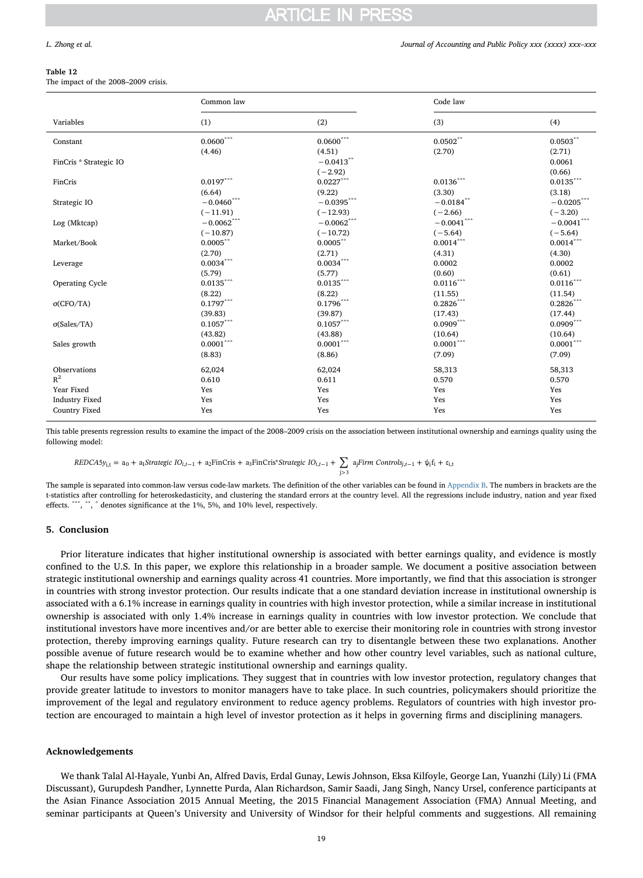**Table 12**
The impact of the 2008–2009 crisis.

| | Common law | | Code law | |
|---|---|---|---|---|
| Variables | (1) | (2) | (3) | (4) |
| Constant | 0.0600*** | 0.0600*** | 0.0502** | 0.0503** |
| | (4.46) | (4.51) | (2.70) | (2.71) |
| FinCris * Strategic IO | | −0.0413** | | 0.0061 |
| | | (−2.92) | | (0.66) |
| FinCris | 0.0197*** | 0.0227*** | 0.0136*** | 0.0135*** |
| | (6.64) | (9.22) | (3.30) | (3.18) |
| Strategic IO | −0.0460*** | −0.0395*** | −0.0184** | −0.0205*** |
| | (−11.91) | (−12.93) | (−2.66) | (−3.20) |
| Log (Mktcap) | −0.0062*** | −0.0062*** | −0.0041*** | −0.0041*** |
| | (−10.87) | (−10.72) | (−5.64) | (−5.64) |
| Market/Book | 0.0005** | 0.0005** | 0.0014*** | 0.0014*** |
| | (2.70) | (2.71) | (4.31) | (4.30) |
| Leverage | 0.0034*** | 0.0034*** | 0.0002 | 0.0002 |
| | (5.79) | (5.77) | (0.60) | (0.61) |
| Operating Cycle | 0.0135*** | 0.0135*** | 0.0116*** | 0.0116*** |
| | (8.22) | (8.22) | (11.55) | (11.54) |
| σ(CFO/TA) | 0.1797*** | 0.1796*** | 0.2826*** | 0.2826*** |
| | (39.83) | (39.87) | (17.43) | (17.44) |
| σ(Sales/TA) | 0.1057*** | 0.1057*** | 0.0909*** | 0.0909*** |
| | (43.82) | (43.88) | (10.64) | (10.64) |
| Sales growth | 0.0001*** | 0.0001*** | 0.0001*** | 0.0001*** |
| | (8.83) | (8.86) | (7.09) | (7.09) |
| Observations | 62,024 | 62,024 | 58,313 | 58,313 |
| $R^2$ | 0.610 | 0.611 | 0.570 | 0.570 |
| Year Fixed | Yes | Yes | Yes | Yes |
| Industry Fixed | Yes | Yes | Yes | Yes |
| Country Fixed | Yes | Yes | Yes | Yes |

This table presents regression results to examine the impact of the 2008–2009 crisis on the association between institutional ownership and earnings quality using the following model:

$$REDCA5y_{i,t} = a_0 + a_1 Strategic\ IO_{i,t-1} + a_2 \text{FinCris} + a_3 \text{FinCris}^{*} Strategic\ IO_{i,t-1} + \sum_{j>3} a_j Firm\ Controls_{j,t-1} + \psi_i f_i + \varepsilon_{i,t}$$

The sample is separated into common-law versus code-law markets. The definition of the other variables can be found in Appendix B. The numbers in brackets are the t-statistics after controlling for heteroskedasticity, and clustering the standard errors at the country level. All the regressions include industry, nation and year fixed effects. ***, **, * denotes significance at the 1%, 5%, and 10% level, respectively.

## 5. Conclusion

Prior literature indicates that higher institutional ownership is associated with better earnings quality, and evidence is mostly confined to the U.S. In this paper, we explore this relationship in a broader sample. We document a positive association between strategic institutional ownership and earnings quality across 41 countries. More importantly, we find that this association is stronger in countries with strong investor protection. Our results indicate that a one standard deviation increase in institutional ownership is associated with a 6.1% increase in earnings quality in countries with high investor protection, while a similar increase in institutional ownership is associated with only 1.4% increase in earnings quality in countries with low investor protection. We conclude that institutional investors have more incentives and/or are better able to exercise their monitoring role in countries with strong investor protection, thereby improving earnings quality. Future research can try to disentangle between these two explanations. Another possible avenue of future research would be to examine whether and how other country level variables, such as national culture, shape the relationship between strategic institutional ownership and earnings quality.

Our results have some policy implications. They suggest that in countries with low investor protection, regulatory changes that provide greater latitude to investors to monitor managers have to take place. In such countries, policymakers should prioritize the improvement of the legal and regulatory environment to reduce agency problems. Regulators of countries with high investor protection are encouraged to maintain a high level of investor protection as it helps in governing firms and disciplining managers.

### Acknowledgements

We thank Talal Al-Hayale, Yunbi An, Alfred Davis, Erdal Gunay, Lewis Johnson, Eksa Kilfoyle, George Lan, Yuanzhi (Lily) Li (FMA Discussant), Gurupdesh Pandher, Lynnette Purda, Alan Richardson, Samir Saadi, Jang Singh, Nancy Ursel, conference participants at the Asian Finance Association 2015 Annual Meeting, the 2015 Financial Management Association (FMA) Annual Meeting, and seminar participants at Queen's University and University of Windsor for their helpful comments and suggestions. All remaining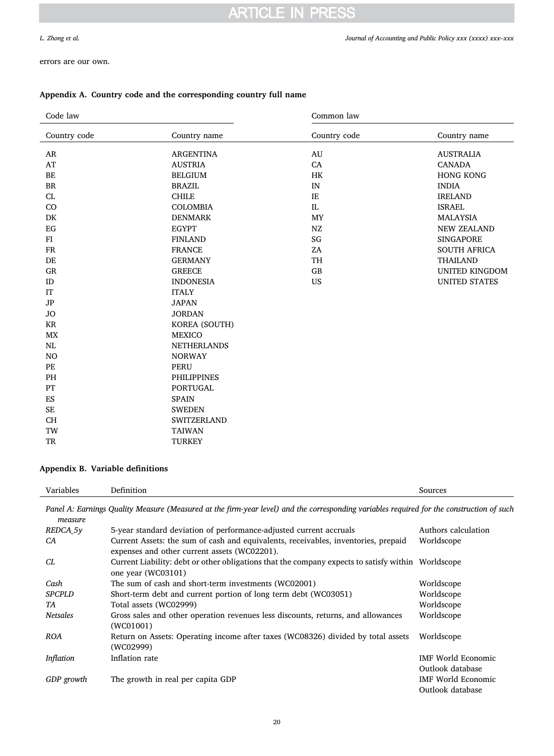errors are our own.

## Appendix A. Country code and the corresponding country full name

| Code law | | Common law | |
|---|---|---|---|
| Country code | Country name | Country code | Country name |
| AR | ARGENTINA | AU | AUSTRALIA |
| AT | AUSTRIA | CA | CANADA |
| BE | BELGIUM | HK | HONG KONG |
| BR | BRAZIL | IN | INDIA |
| CL | CHILE | IE | IRELAND |
| CO | COLOMBIA | IL | ISRAEL |
| DK | DENMARK | MY | MALAYSIA |
| EG | EGYPT | NZ | NEW ZEALAND |
| FI | FINLAND | SG | SINGAPORE |
| FR | FRANCE | ZA | SOUTH AFRICA |
| DE | GERMANY | TH | THAILAND |
| GR | GREECE | GB | UNITED KINGDOM |
| ID | INDONESIA | US | UNITED STATES |
| IT | ITALY | | |
| JP | JAPAN | | |
| JO | JORDAN | | |
| KR | KOREA (SOUTH) | | |
| MX | MEXICO | | |
| NL | NETHERLANDS | | |
| NO | NORWAY | | |
| PE | PERU | | |
| PH | PHILIPPINES | | |
| PT | PORTUGAL | | |
| ES | SPAIN | | |
| SE | SWEDEN | | |
| CH | SWITZERLAND | | |
| TW | TAIWAN | | |
| TR | TURKEY | | |

## Appendix B. Variable definitions

| Variables | Definition | Sources |
|---|---|---|
| *Panel A: Earnings Quality Measure (Measured at the firm-year level) and the corresponding variables required for the construction of such measure* | | |
| *REDCA_5y* | 5-year standard deviation of performance-adjusted current accruals | Authors calculation |
| *CA* | Current Assets: the sum of cash and equivalents, receivables, inventories, prepaid expenses and other current assets (WC02201). | Worldscope |
| *CL* | Current Liability: debt or other obligations that the company expects to satisfy within one year (WC03101) | Worldscope |
| *Cash* | The sum of cash and short-term investments (WC02001) | Worldscope |
| *SPCPLD* | Short-term debt and current portion of long term debt (WC03051) | Worldscope |
| *TA* | Total assets (WC02999) | Worldscope |
| *Netsales* | Gross sales and other operation revenues less discounts, returns, and allowances (WC01001) | Worldscope |
| *ROA* | Return on Assets: Operating income after taxes (WC08326) divided by total assets (WC02999) | Worldscope |
| *Inflation* | Inflation rate | IMF World Economic Outlook database |
| *GDP growth* | The growth in real per capita GDP | IMF World Economic Outlook database |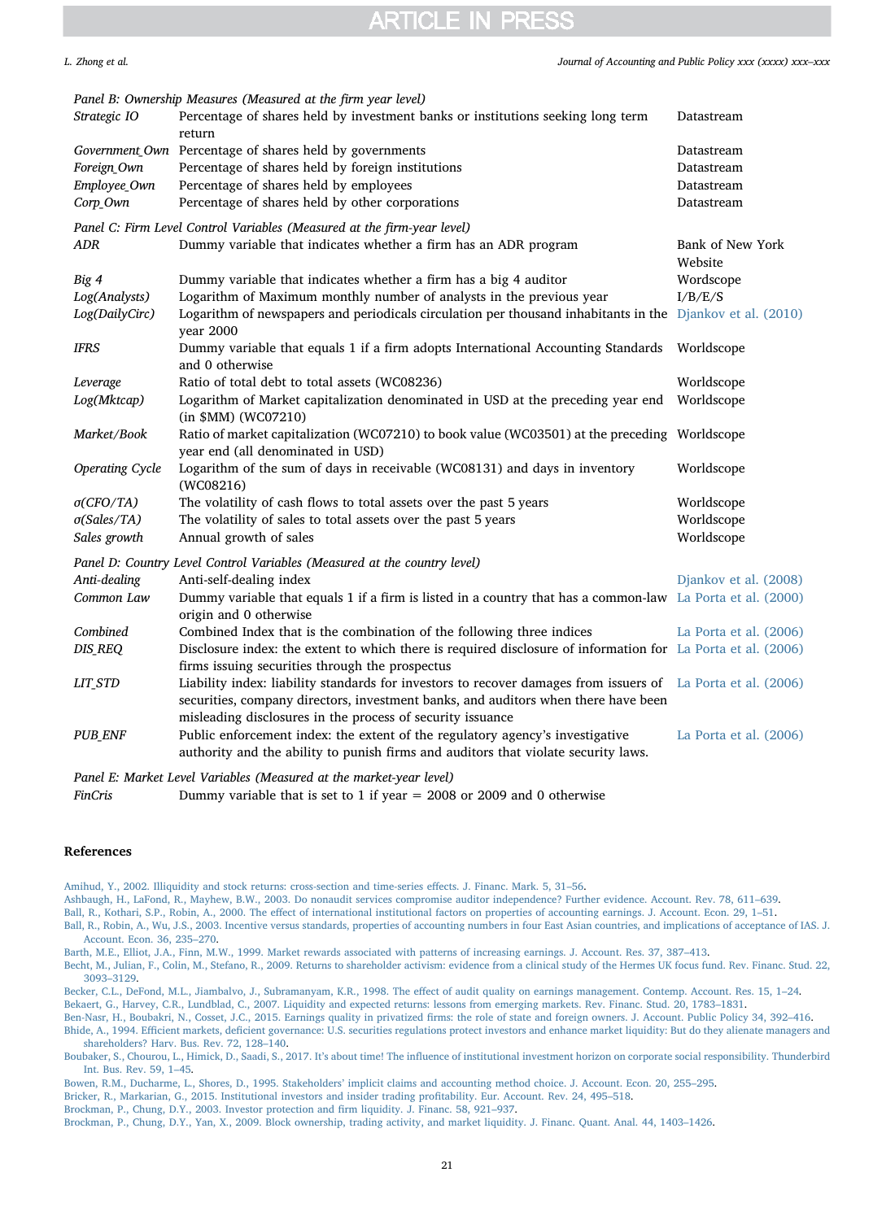| | | |
|---|---|---|
| *Panel B: Ownership Measures (Measured at the firm year level)* | | |
| *Strategic IO* | Percentage of shares held by investment banks or institutions seeking long term return | Datastream |
| *Government_Own* | Percentage of shares held by governments | Datastream |
| *Foreign_Own* | Percentage of shares held by foreign institutions | Datastream |
| *Employee_Own* | Percentage of shares held by employees | Datastream |
| *Corp_Own* | Percentage of shares held by other corporations | Datastream |
| *Panel C: Firm Level Control Variables (Measured at the firm-year level)* | | |
| *ADR* | Dummy variable that indicates whether a firm has an ADR program | Bank of New York Website |
| *Big 4* | Dummy variable that indicates whether a firm has a big 4 auditor | Wordscope |
| *Log(Analysts)* | Logarithm of Maximum monthly number of analysts in the previous year | I/B/E/S |
| *Log(DailyCirc)* | Logarithm of newspapers and periodicals circulation per thousand inhabitants in the year 2000 | Djankov et al. (2010) |
| *IFRS* | Dummy variable that equals 1 if a firm adopts International Accounting Standards and 0 otherwise | Worldscope |
| *Leverage* | Ratio of total debt to total assets (WC08236) | Worldscope |
| *Log(Mktcap)* | Logarithm of Market capitalization denominated in USD at the preceding year end (in $MM) (WC07210) | Worldscope |
| *Market/Book* | Ratio of market capitalization (WC07210) to book value (WC03501) at the preceding year end (all denominated in USD) | Worldscope |
| *Operating Cycle* | Logarithm of the sum of days in receivable (WC08131) and days in inventory (WC08216) | Worldscope |
| *σ(CFO/TA)* | The volatility of cash flows to total assets over the past 5 years | Worldscope |
| *σ(Sales/TA)* | The volatility of sales to total assets over the past 5 years | Worldscope |
| *Sales growth* | Annual growth of sales | Worldscope |
| *Panel D: Country Level Control Variables (Measured at the country level)* | | |
| *Anti-dealing* | Anti-self-dealing index | Djankov et al. (2008) |
| *Common Law* | Dummy variable that equals 1 if a firm is listed in a country that has a common-law origin and 0 otherwise | La Porta et al. (2000) |
| *Combined* | Combined Index that is the combination of the following three indices | La Porta et al. (2006) |
| *DIS_REQ* | Disclosure index: the extent to which there is required disclosure of information for firms issuing securities through the prospectus | La Porta et al. (2006) |
| *LIT_STD* | Liability index: liability standards for investors to recover damages from issuers of securities, company directors, investment banks, and auditors when there have been misleading disclosures in the process of security issuance | La Porta et al. (2006) |
| *PUB_ENF* | Public enforcement index: the extent of the regulatory agency's investigative authority and the ability to punish firms and auditors that violate security laws. | La Porta et al. (2006) |
| *Panel E: Market Level Variables (Measured at the market-year level)* | | |
| *FinCris* | Dummy variable that is set to 1 if year = 2008 or 2009 and 0 otherwise | |

## References

Amihud, Y., 2002. Illiquidity and stock returns: cross-section and time-series effects. J. Financ. Mark. 5, 31–56.

Ashbaugh, H., LaFond, R., Mayhew, B.W., 2003. Do nonaudit services compromise auditor independence? Further evidence. Account. Rev. 78, 611–639.

Ball, R., Kothari, S.P., Robin, A., 2000. The effect of international institutional factors on properties of accounting earnings. J. Account. Econ. 29, 1–51.

Ball, R., Robin, A., Wu, J.S., 2003. Incentive versus standards, properties of accounting numbers in four East Asian countries, and implications of acceptance of IAS. J. Account. Econ. 36, 235–270.

Barth, M.E., Elliot, J.A., Finn, M.W., 1999. Market rewards associated with patterns of increasing earnings. J. Account. Res. 37, 387–413.

Becht, M., Julian, F., Colin, M., Stefano, R., 2009. Returns to shareholder activism: evidence from a clinical study of the Hermes UK focus fund. Rev. Financ. Stud. 22, 3093–3129.

Becker, C.L., DeFond, M.L., Jiambalvo, J., Subramanyam, K.R., 1998. The effect of audit quality on earnings management. Contemp. Account. Res. 15, 1–24.

Bekaert, G., Harvey, C.R., Lundblad, C., 2007. Liquidity and expected returns: lessons from emerging markets. Rev. Financ. Stud. 20, 1783–1831.

Ben-Nasr, H., Boubakri, N., Cosset, J.C., 2015. Earnings quality in privatized firms: the role of state and foreign owners. J. Account. Public Policy 34, 392–416.

Bhide, A., 1994. Efficient markets, deficient governance: U.S. securities regulations protect investors and enhance market liquidity: But do they alienate managers and shareholders? Harv. Bus. Rev. 72, 128–140.

Boubaker, S., Chourou, L., Himick, D., Saadi, S., 2017. It's about time! The influence of institutional investment horizon on corporate social responsibility. Thunderbird Int. Bus. Rev. 59, 1–45.

Bowen, R.M., Ducharme, L., Shores, D., 1995. Stakeholders' implicit claims and accounting method choice. J. Account. Econ. 20, 255–295.

Bricker, R., Markarian, G., 2015. Institutional investors and insider trading profitability. Eur. Account. Rev. 24, 495–518.

Brockman, P., Chung, D.Y., 2003. Investor protection and firm liquidity. J. Finance. 58, 921–937.

Brockman, P., Chung, D.Y., Yan, X., 2009. Block ownership, trading activity, and market liquidity. J. Financ. Quant. Anal. 44, 1403–1426.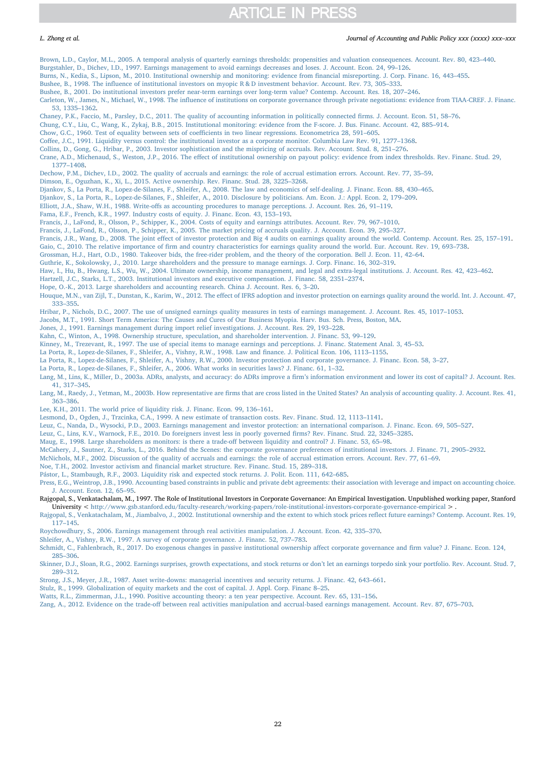Brown, L.D., Caylor, M.L., 2005. A temporal analysis of quarterly earnings thresholds: propensities and valuation consequences. Account. Rev. 80, 423–440.

Burgstahler, D., Dichev, I.D., 1997. Earnings management to avoid earnings decreases and loses. J. Account. Econ. 24, 99–126.

Burns, N., Kedia, S., Lipson, M., 2010. Institutional ownership and monitoring: evidence from financial misreporting. J. Corp. Financ. 16, 443–455.

Bushee, B., 1998. The influence of institutional investors on myopic R & D investment behavior. Account. Rev. 73, 305–333.

Bushee, B., 2001. Do institutional investors prefer near-term earnings over long-term value? Contemp. Account. Res. 18, 207–246.

Carleton, W., James, N., Michael, W., 1998. The influence of institutions on corporate governance through private negotiations: evidence from TIAA-CREF. J. Financ. 53, 1335–1362.

Chaney, P.K., Faccio, M., Parsley, D.C., 2011. The quality of accounting information in politically connected firms. J. Account. Econ. 51, 58–76.

Chung, C.Y., Liu, C., Wang, K., Zykaj, B.B., 2015. Institutional monitoring: evidence from the F-score. J. Bus. Financ. Account. 42, 885–914.

Chow, G.C., 1960. Test of equality between sets of coefficients in two linear regressions. Econometrica 28, 591–605.

Coffee, J.C., 1991. Liquidity versus control: the institutional investor as a corporate monitor. Columbia Law Rev. 91, 1277–1368.

Collins, D., Gong, G., Hribar, P., 2003. Investor sophistication and the mispricing of accruals. Rev. Account. Stud. 8, 251–276.

Crane, A.D., Michenaud, S., Weston, J.P., 2016. The effect of institutional ownership on payout policy: evidence from index thresholds. Rev. Financ. Stud. 29, 1377–1408.

Dechow, P.M., Dichev, I.D., 2002. The quality of accruals and earnings: the role of accrual estimation errors. Account. Rev. 77, 35–59.

Dimson, E., Oguzhan, K., Xi, L., 2015. Active ownership. Rev. Financ. Stud. 28, 3225–3268.

Djankov, S., La Porta, R., Lopez-de-Silanes, F., Shleifer, A., 2008. The law and economics of self-dealing. J. Financ. Econ. 88, 430–465.

Djankov, S., La Porta, R., Lopez-de-Silanes, F., Shleifer, A., 2010. Disclosure by politicians. Am. Econ. J.: Appl. Econ. 2, 179–209.

Elliott, J.A., Shaw, W.H., 1988. Write-offs as accounting procedures to manage perceptions. J. Account. Res. 26, 91–119.

Fama, E.F., French, K.R., 1997. Industry costs of equity. J. Financ. Econ. 43, 153–193.

Francis, J., LaFond, R., Olsson, P., Schipper, K., 2004. Costs of equity and earnings attributes. Account. Rev. 79, 967–1010.

Francis, J., LaFond, R., Olsson, P., Schipper, K., 2005. The market pricing of accruals quality. J. Account. Econ. 39, 295–327.

Francis, J.R., Wang, D., 2008. The joint effect of investor protection and Big 4 audits on earnings quality around the world. Contemp. Account. Res. 25, 157–191.

Gaio, C., 2010. The relative importance of firm and country characteristics for earnings quality around the world. Eur. Account. Rev. 19, 693–738.

Grossman, H.J., Hart, O.D., 1980. Takeover bids, the free-rider problem, and the theory of the corporation. Bell J. Econ. 11, 42–64.

Guthrie, K., Sokolowsky, J., 2010. Large shareholders and the pressure to manage earnings. J. Corp. Financ. 16, 302–319.

Haw, I., Hu, B., Hwang, L.S., Wu, W., 2004. Ultimate ownership, income management, and legal and extra-legal institutions. J. Account. Res. 42, 423–462.

Hartzell, J.C., Starks, L.T., 2003. Institutional investors and executive compensation. J. Financ. 58, 2351–2374.

Hope, O.-K., 2013. Large shareholders and accounting research. China J. Account. Res. 6, 3–20.

Houque, M.N., van Zijl, T., Dunstan, K., Karim, W., 2012. The effect of IFRS adoption and investor protection on earnings quality around the world. Int. J. Account. 47, 333–355.

Hribar, P., Nichols, D.C., 2007. The use of unsigned earnings quality measures in tests of earnings management. J. Account. Res. 45, 1017–1053.

Jacobs, M.T., 1991. Short Term America: The Causes and Cures of Our Business Myopia. Harv. Bus. Sch. Press, Boston, MA.

Jones, J., 1991. Earnings management during import relief investigations. J. Account. Res. 29, 193–228.

Kahn, C., Winton, A., 1998. Ownership structure, speculation, and shareholder intervention. J. Financ. 53, 99–129.

Kinney, M., Trezevant, R., 1997. The use of special items to manage earnings and perceptions. J. Financ. Statement Anal. 3, 45–53.

La Porta, R., Lopez-de-Silanes, F., Shleifer, A., Vishny, R.W., 1998. Law and finance. J. Political Econ. 106, 1113–1155.

La Porta, R., Lopez-de-Silanes, F., Shleifer, A., Vishny, R.W., 2000. Investor protection and corporate governance. J. Financ. Econ. 58, 3–27.

La Porta, R., Lopez-de-Silanes, F., Shleifer, A., 2006. What works in securities laws? J. Financ. 61, 1–32.

Lang, M., Lins, K., Miller, D., 2003a. ADRs, analysts, and accuracy: do ADRs improve a firm's information environment and lower its cost of capital? J. Account. Res. 41, 317–345.

Lang, M., Raedy, J., Yetman, M., 2003b. How representative are firms that are cross listed in the United States? An analysis of accounting quality. J. Account. Res. 41, 363–386.

Lee, K.H., 2011. The world price of liquidity risk. J. Financ. Econ. 99, 136–161.

Lesmond, D., Ogden, J., Trzcinka, C.A., 1999. A new estimate of transaction costs. Rev. Financ. Stud. 12, 1113–1141.

Leuz, C., Nanda, D., Wysocki, P.D., 2003. Earnings management and investor protection: an international comparison. J. Financ. Econ. 69, 505–527.

Leuz, C., Lins, K.V., Warnock, F.E., 2010. Do foreigners invest less in poorly governed firms? Rev. Financ. Stud. 22, 3245–3285.

Maug, E., 1998. Large shareholders as monitors: is there a trade-off between liquidity and control? J. Financ. 53, 65–98.

McCahery, J., Sautner, Z., Starks, L., 2016. Behind the Scenes: the corporate governance preferences of institutional investors. J. Financ. 71, 2905–2932.

McNichols, M.F., 2002. Discussion of the quality of accruals and earnings: the role of accrual estimation errors. Account. Rev. 77, 61–69.

Noe, T.H., 2002. Investor activism and financial market structure. Rev. Financ. Stud. 15, 289–318.

Pástor, L., Stambaugh, R.F., 2003. Liquidity risk and expected stock returns. J. Polit. Econ. 111, 642–685.

Press, E.G., Weintrop, J.B., 1990. Accounting based constraints in public and private debt agreements: their association with leverage and impact on accounting choice. J. Account. Econ. 12, 65–95.

Rajgopal, S., Venkatachalam, M., 1997. The Role of Institutional Investors in Corporate Governance: An Empirical Investigation. Unpublished working paper, Stanford University < http://www.gsb.stanford.edu/faculty-research/working-papers/role-institutional-investors-corporate-governance-empirical > .

Rajgopal, S., Venkatachalam, M., Jiambalvo, J., 2002. Institutional ownership and the extent to which stock prices reflect future earnings? Contemp. Account. Res. 19, 117–145.

Roychowdhury, S., 2006. Earnings management through real activities manipulation. J. Account. Econ. 42, 335–370.

Shleifer, A., Vishny, R.W., 1997. A survey of corporate governance. J. Financ. 52, 737–783.

Schmidt, C., Fahlenbrach, R., 2017. Do exogenous changes in passive institutional ownership affect corporate governance and firm value? J. Financ. Econ. 124, 285–306.

Skinner, D.J., Sloan, R.G., 2002. Earnings surprises, growth expectations, and stock returns or don't let an earnings torpedo sink your portfolio. Rev. Account. Stud. 7, 289–312.

Strong, J.S., Meyer, J.R., 1987. Asset write-downs: managerial incentives and security returns. J. Financ. 42, 643–661.

Stulz, R., 1999. Globalization of equity markets and the cost of capital. J. Appl. Corp. Financ 8–25.

Watts, R.L., Zimmerman, J.L., 1990. Positive accounting theory: a ten year perspective. Account. Rev. 65, 131–156.

Zang, A., 2012. Evidence on the trade-off between real activities manipulation and accrual-based earnings management. Account. Rev. 87, 675–703.